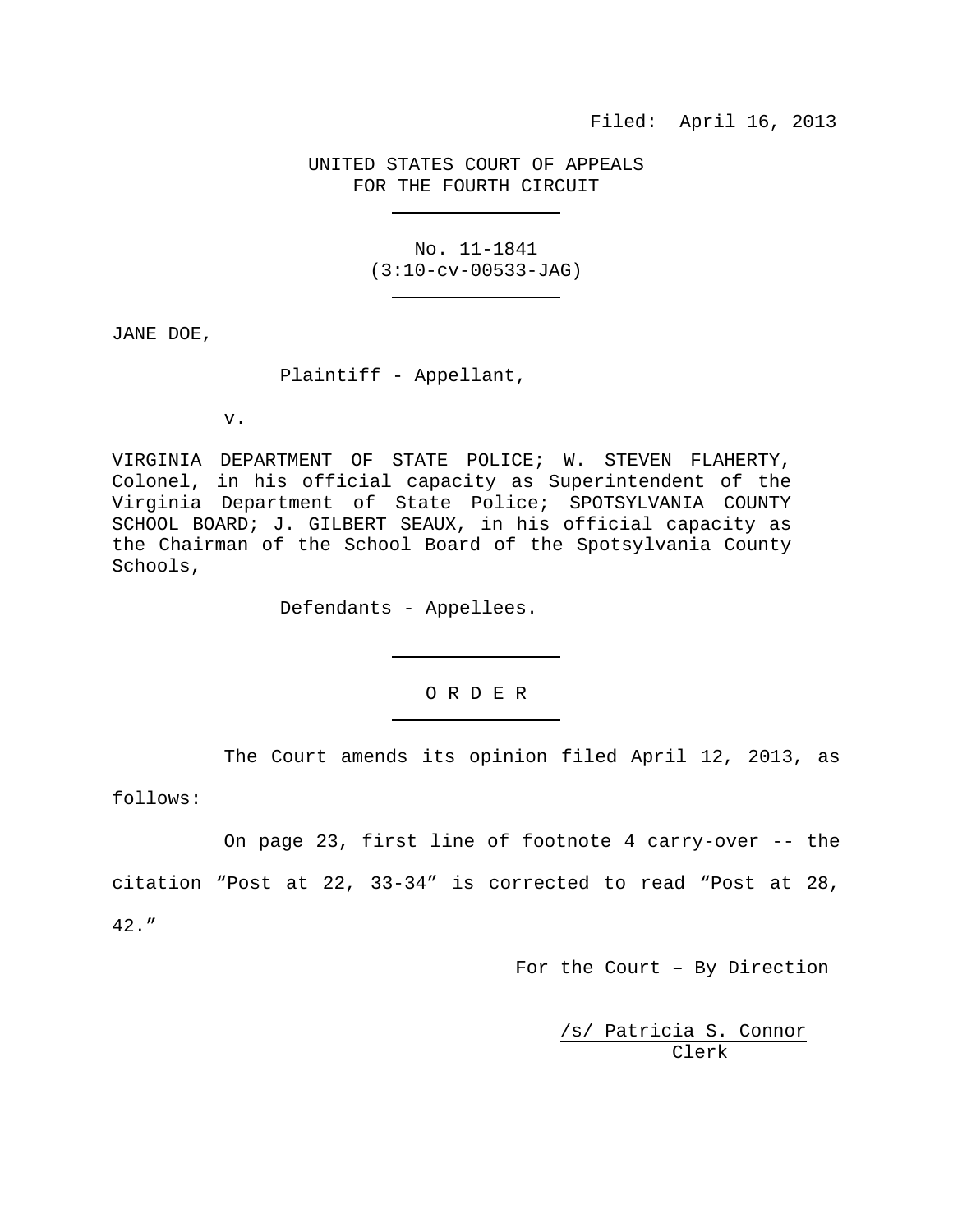Filed: April 16, 2013

UNITED STATES COURT OF APPEALS
FOR THE FOURTH CIRCUIT

No. 11-1841
(3:10-cv-00533-JAG)

JANE DOE,

Plaintiff - Appellant,

v.

VIRGINIA DEPARTMENT OF STATE POLICE; W. STEVEN FLAHERTY, Colonel, in his official capacity as Superintendent of the Virginia Department of State Police; SPOTSYLVANIA COUNTY SCHOOL BOARD; J. GILBERT SEAUX, in his official capacity as the Chairman of the School Board of the Spotsylvania County Schools,

Defendants - Appellees.

O R D E R

The Court amends its opinion filed April 12, 2013, as follows:

On page 23, first line of footnote 4 carry-over -- the citation "Post at 22, 33-34" is corrected to read "Post at 28, 42."

For the Court – By Direction

/s/ Patricia S. Connor
Clerk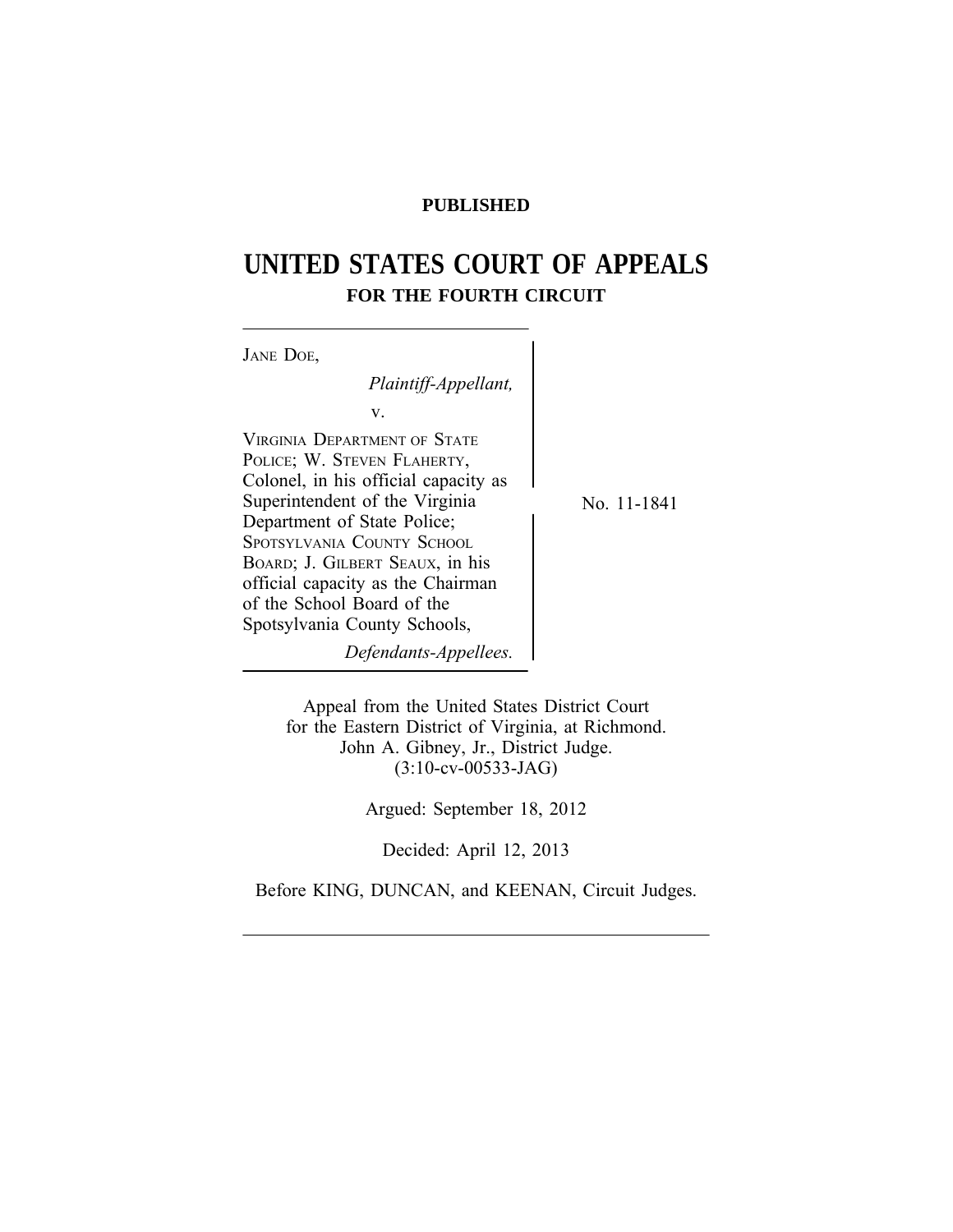**PUBLISHED**

# UNITED STATES COURT OF APPEALS
## FOR THE FOURTH CIRCUIT

JANE DOE,
*Plaintiff-Appellant,*

v.

VIRGINIA DEPARTMENT OF STATE POLICE; W. STEVEN FLAHERTY, Colonel, in his official capacity as Superintendent of the Virginia Department of State Police; SPOTSYLVANIA COUNTY SCHOOL BOARD; J. GILBERT SEAUX, in his official capacity as the Chairman of the School Board of the Spotsylvania County Schools,
*Defendants-Appellees.*

No. 11-1841

Appeal from the United States District Court for the Eastern District of Virginia, at Richmond.
John A. Gibney, Jr., District Judge.
(3:10-cv-00533-JAG)

Argued: September 18, 2012

Decided: April 12, 2013

Before KING, DUNCAN, and KEENAN, Circuit Judges.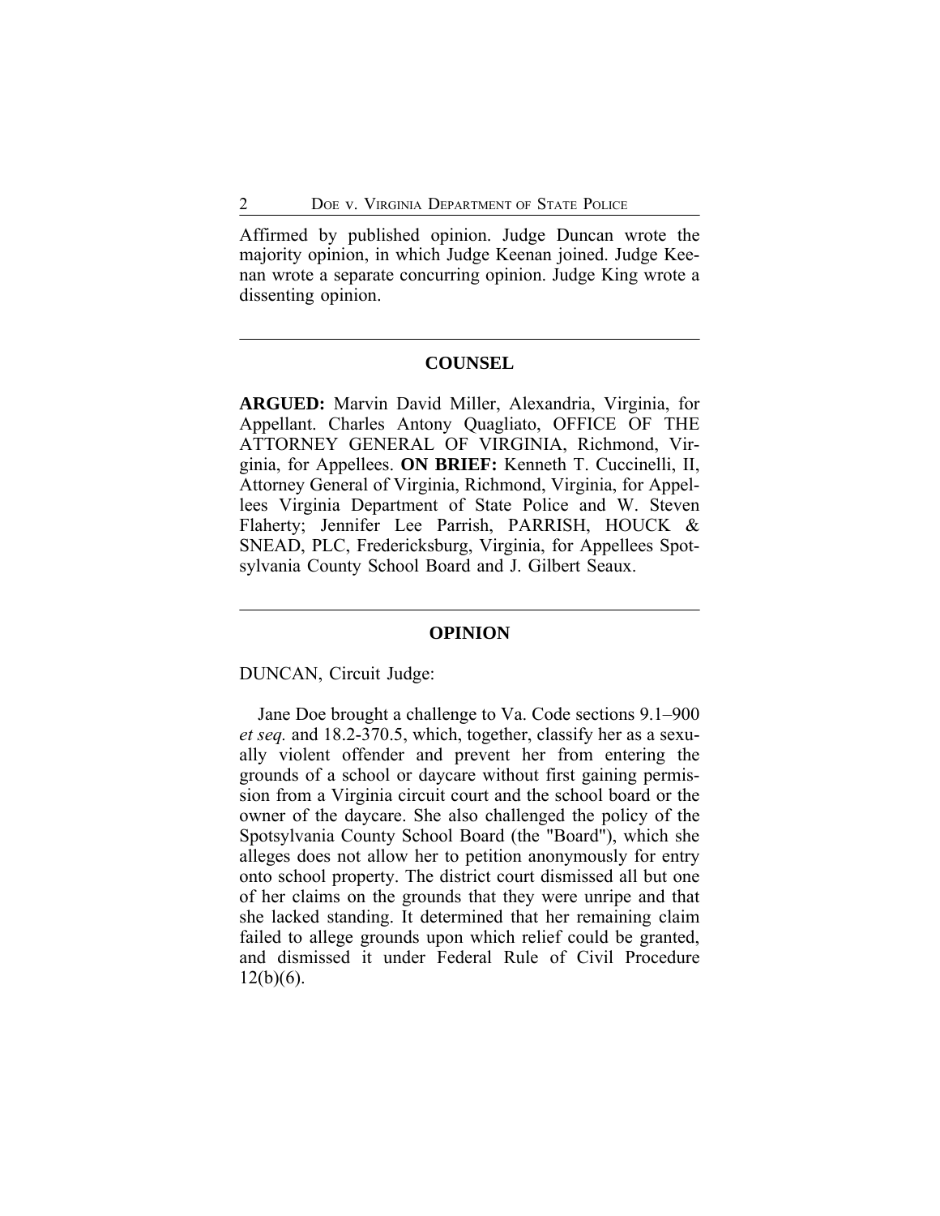Affirmed by published opinion. Judge Duncan wrote the majority opinion, in which Judge Keenan joined. Judge Keenan wrote a separate concurring opinion. Judge King wrote a dissenting opinion.

---

## COUNSEL

**ARGUED:** Marvin David Miller, Alexandria, Virginia, for Appellant. Charles Antony Quagliato, OFFICE OF THE ATTORNEY GENERAL OF VIRGINIA, Richmond, Virginia, for Appellees. **ON BRIEF:** Kenneth T. Cuccinelli, II, Attorney General of Virginia, Richmond, Virginia, for Appellees Virginia Department of State Police and W. Steven Flaherty; Jennifer Lee Parrish, PARRISH, HOUCK & SNEAD, PLC, Fredericksburg, Virginia, for Appellees Spotsylvania County School Board and J. Gilbert Seaux.

---

## OPINION

DUNCAN, Circuit Judge:

Jane Doe brought a challenge to Va. Code sections 9.1–900 *et seq.* and 18.2-370.5, which, together, classify her as a sexually violent offender and prevent her from entering the grounds of a school or daycare without first gaining permission from a Virginia circuit court and the school board or the owner of the daycare. She also challenged the policy of the Spotsylvania County School Board (the "Board"), which she alleges does not allow her to petition anonymously for entry onto school property. The district court dismissed all but one of her claims on the grounds that they were unripe and that she lacked standing. It determined that her remaining claim failed to allege grounds upon which relief could be granted, and dismissed it under Federal Rule of Civil Procedure 12(b)(6).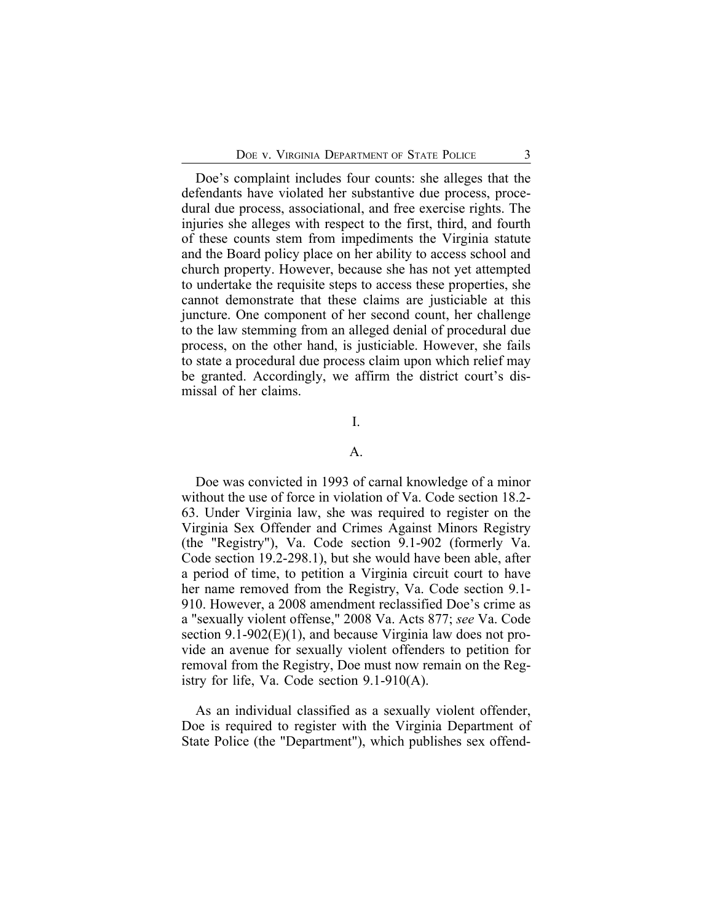Doe's complaint includes four counts: she alleges that the defendants have violated her substantive due process, procedural due process, associational, and free exercise rights. The injuries she alleges with respect to the first, third, and fourth of these counts stem from impediments the Virginia statute and the Board policy place on her ability to access school and church property. However, because she has not yet attempted to undertake the requisite steps to access these properties, she cannot demonstrate that these claims are justiciable at this juncture. One component of her second count, her challenge to the law stemming from an alleged denial of procedural due process, on the other hand, is justiciable. However, she fails to state a procedural due process claim upon which relief may be granted. Accordingly, we affirm the district court's dismissal of her claims.

# I.

## A.

Doe was convicted in 1993 of carnal knowledge of a minor without the use of force in violation of Va. Code section 18.2-63. Under Virginia law, she was required to register on the Virginia Sex Offender and Crimes Against Minors Registry (the "Registry"), Va. Code section 9.1-902 (formerly Va. Code section 19.2-298.1), but she would have been able, after a period of time, to petition a Virginia circuit court to have her name removed from the Registry, Va. Code section 9.1-910. However, a 2008 amendment reclassified Doe's crime as a "sexually violent offense," 2008 Va. Acts 877; *see* Va. Code section 9.1-902(E)(1), and because Virginia law does not provide an avenue for sexually violent offenders to petition for removal from the Registry, Doe must now remain on the Registry for life, Va. Code section 9.1-910(A).

As an individual classified as a sexually violent offender, Doe is required to register with the Virginia Department of State Police (the "Department"), which publishes sex offend-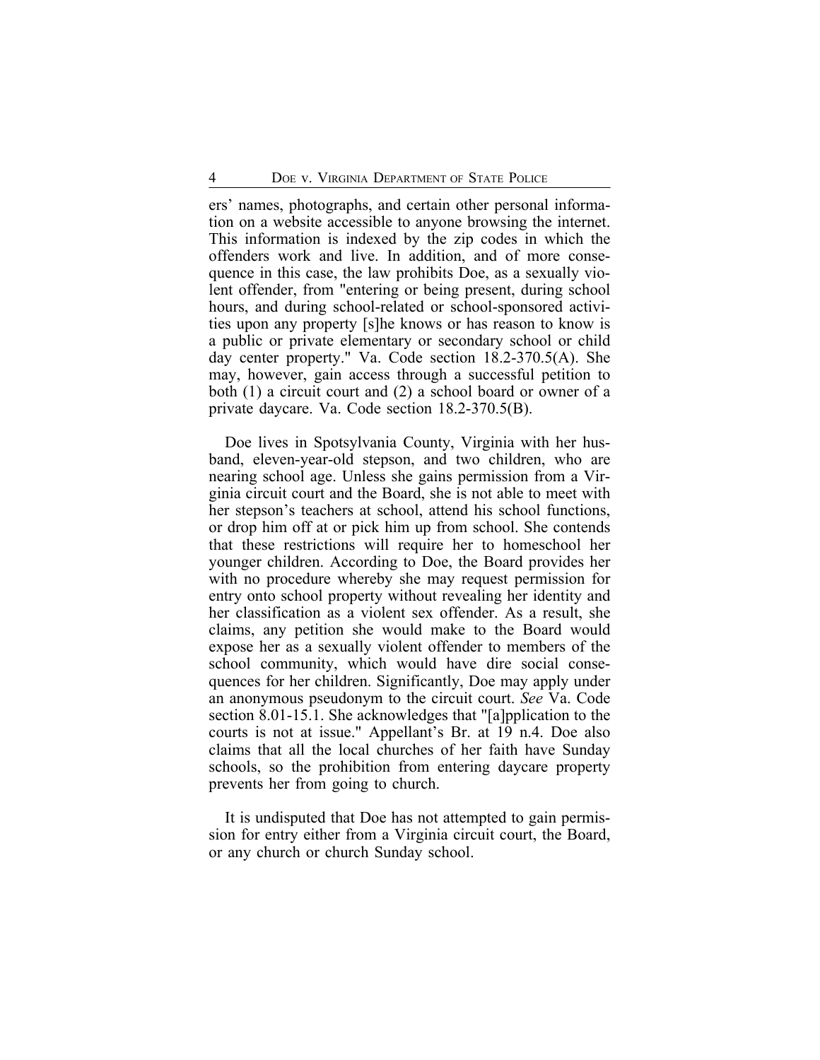ers' names, photographs, and certain other personal information on a website accessible to anyone browsing the internet. This information is indexed by the zip codes in which the offenders work and live. In addition, and of more consequence in this case, the law prohibits Doe, as a sexually violent offender, from "entering or being present, during school hours, and during school-related or school-sponsored activities upon any property [s]he knows or has reason to know is a public or private elementary or secondary school or child day center property." Va. Code section 18.2-370.5(A). She may, however, gain access through a successful petition to both (1) a circuit court and (2) a school board or owner of a private daycare. Va. Code section 18.2-370.5(B).

Doe lives in Spotsylvania County, Virginia with her husband, eleven-year-old stepson, and two children, who are nearing school age. Unless she gains permission from a Virginia circuit court and the Board, she is not able to meet with her stepson's teachers at school, attend his school functions, or drop him off at or pick him up from school. She contends that these restrictions will require her to homeschool her younger children. According to Doe, the Board provides her with no procedure whereby she may request permission for entry onto school property without revealing her identity and her classification as a violent sex offender. As a result, she claims, any petition she would make to the Board would expose her as a sexually violent offender to members of the school community, which would have dire social consequences for her children. Significantly, Doe may apply under an anonymous pseudonym to the circuit court. *See* Va. Code section 8.01-15.1. She acknowledges that "[a]pplication to the courts is not at issue." Appellant's Br. at 19 n.4. Doe also claims that all the local churches of her faith have Sunday schools, so the prohibition from entering daycare property prevents her from going to church.

It is undisputed that Doe has not attempted to gain permission for entry either from a Virginia circuit court, the Board, or any church or church Sunday school.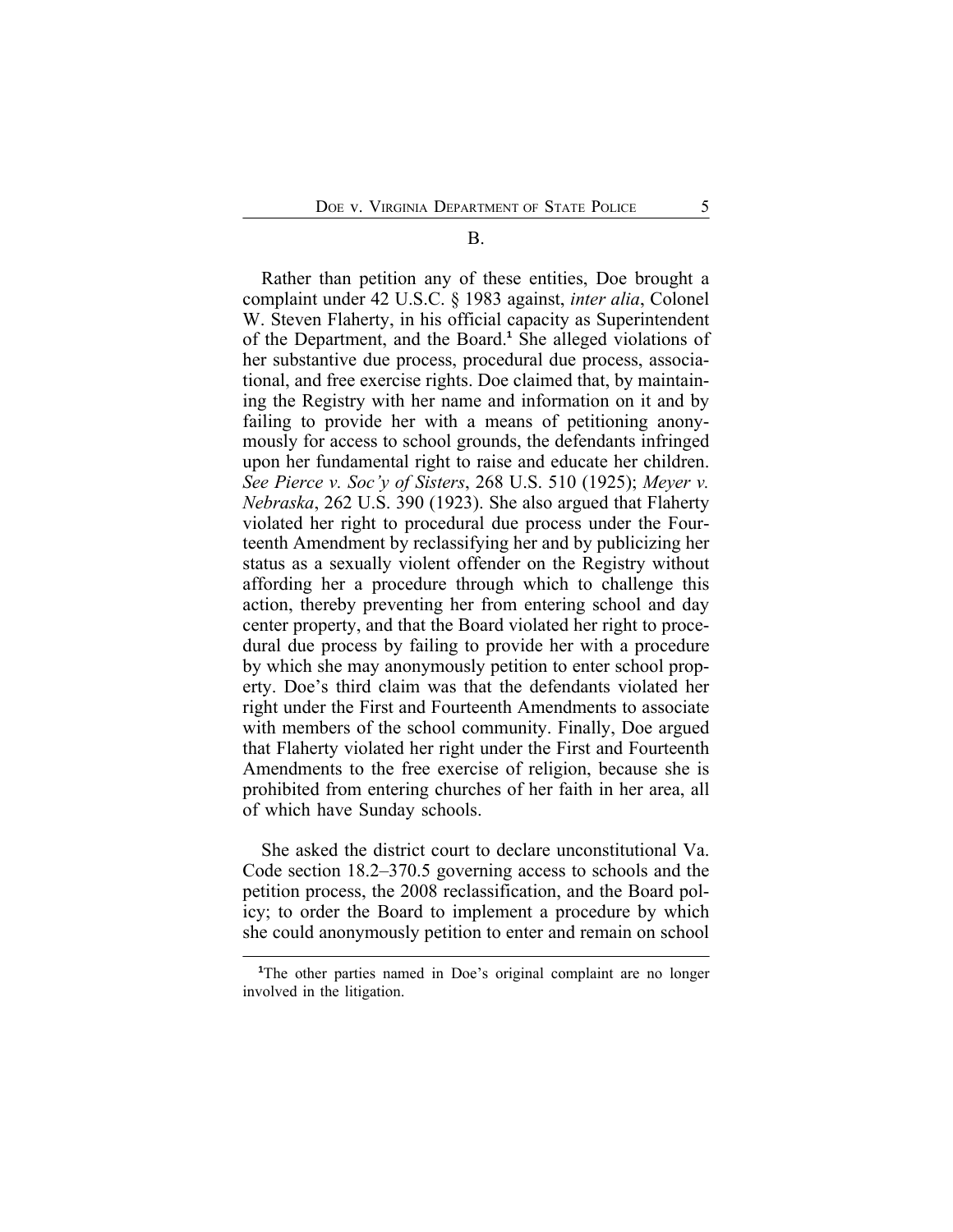B.

Rather than petition any of these entities, Doe brought a complaint under 42 U.S.C. § 1983 against, *inter alia*, Colonel W. Steven Flaherty, in his official capacity as Superintendent of the Department, and the Board.[1] She alleged violations of her substantive due process, procedural due process, associational, and free exercise rights. Doe claimed that, by maintaining the Registry with her name and information on it and by failing to provide her with a means of petitioning anonymously for access to school grounds, the defendants infringed upon her fundamental right to raise and educate her children. *See Pierce v. Soc'y of Sisters*, 268 U.S. 510 (1925); *Meyer v. Nebraska*, 262 U.S. 390 (1923). She also argued that Flaherty violated her right to procedural due process under the Fourteenth Amendment by reclassifying her and by publicizing her status as a sexually violent offender on the Registry without affording her a procedure through which to challenge this action, thereby preventing her from entering school and day center property, and that the Board violated her right to procedural due process by failing to provide her with a procedure by which she may anonymously petition to enter school property. Doe's third claim was that the defendants violated her right under the First and Fourteenth Amendments to associate with members of the school community. Finally, Doe argued that Flaherty violated her right under the First and Fourteenth Amendments to the free exercise of religion, because she is prohibited from entering churches of her faith in her area, all of which have Sunday schools.

She asked the district court to declare unconstitutional Va. Code section 18.2–370.5 governing access to schools and the petition process, the 2008 reclassification, and the Board policy; to order the Board to implement a procedure by which she could anonymously petition to enter and remain on school

[1]The other parties named in Doe's original complaint are no longer involved in the litigation.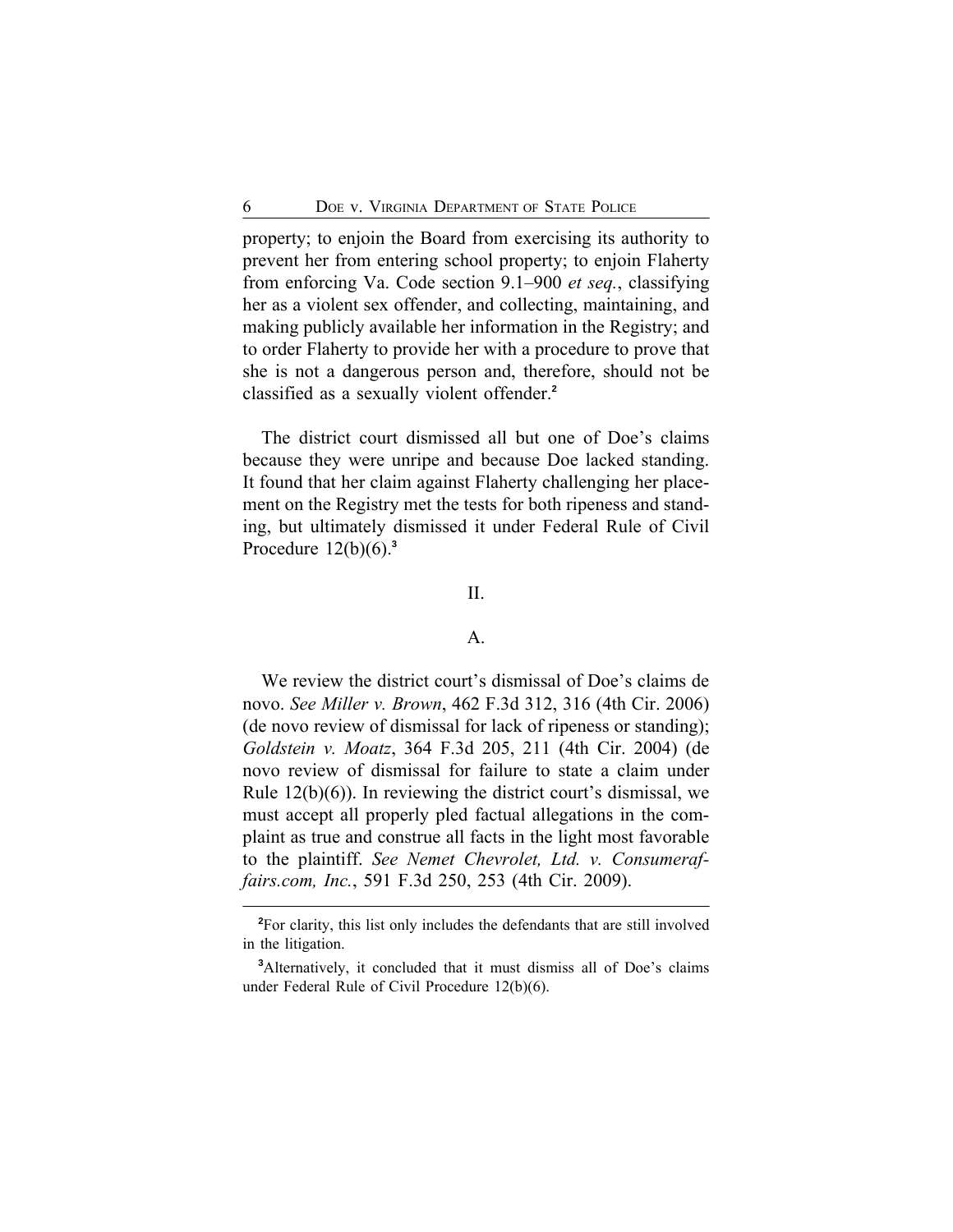property; to enjoin the Board from exercising its authority to prevent her from entering school property; to enjoin Flaherty from enforcing Va. Code section 9.1–900 *et seq.*, classifying her as a violent sex offender, and collecting, maintaining, and making publicly available her information in the Registry; and to order Flaherty to provide her with a procedure to prove that she is not a dangerous person and, therefore, should not be classified as a sexually violent offender.[2]

The district court dismissed all but one of Doe's claims because they were unripe and because Doe lacked standing. It found that her claim against Flaherty challenging her placement on the Registry met the tests for both ripeness and standing, but ultimately dismissed it under Federal Rule of Civil Procedure 12(b)(6).[3]

## II.

### A.

We review the district court's dismissal of Doe's claims de novo. *See Miller v. Brown*, 462 F.3d 312, 316 (4th Cir. 2006) (de novo review of dismissal for lack of ripeness or standing); *Goldstein v. Moatz*, 364 F.3d 205, 211 (4th Cir. 2004) (de novo review of dismissal for failure to state a claim under Rule 12(b)(6)). In reviewing the district court's dismissal, we must accept all properly pled factual allegations in the complaint as true and construe all facts in the light most favorable to the plaintiff. *See Nemet Chevrolet, Ltd. v. Consumeraffairs.com, Inc.*, 591 F.3d 250, 253 (4th Cir. 2009).

---

[2]For clarity, this list only includes the defendants that are still involved in the litigation.

[3]Alternatively, it concluded that it must dismiss all of Doe's claims under Federal Rule of Civil Procedure 12(b)(6).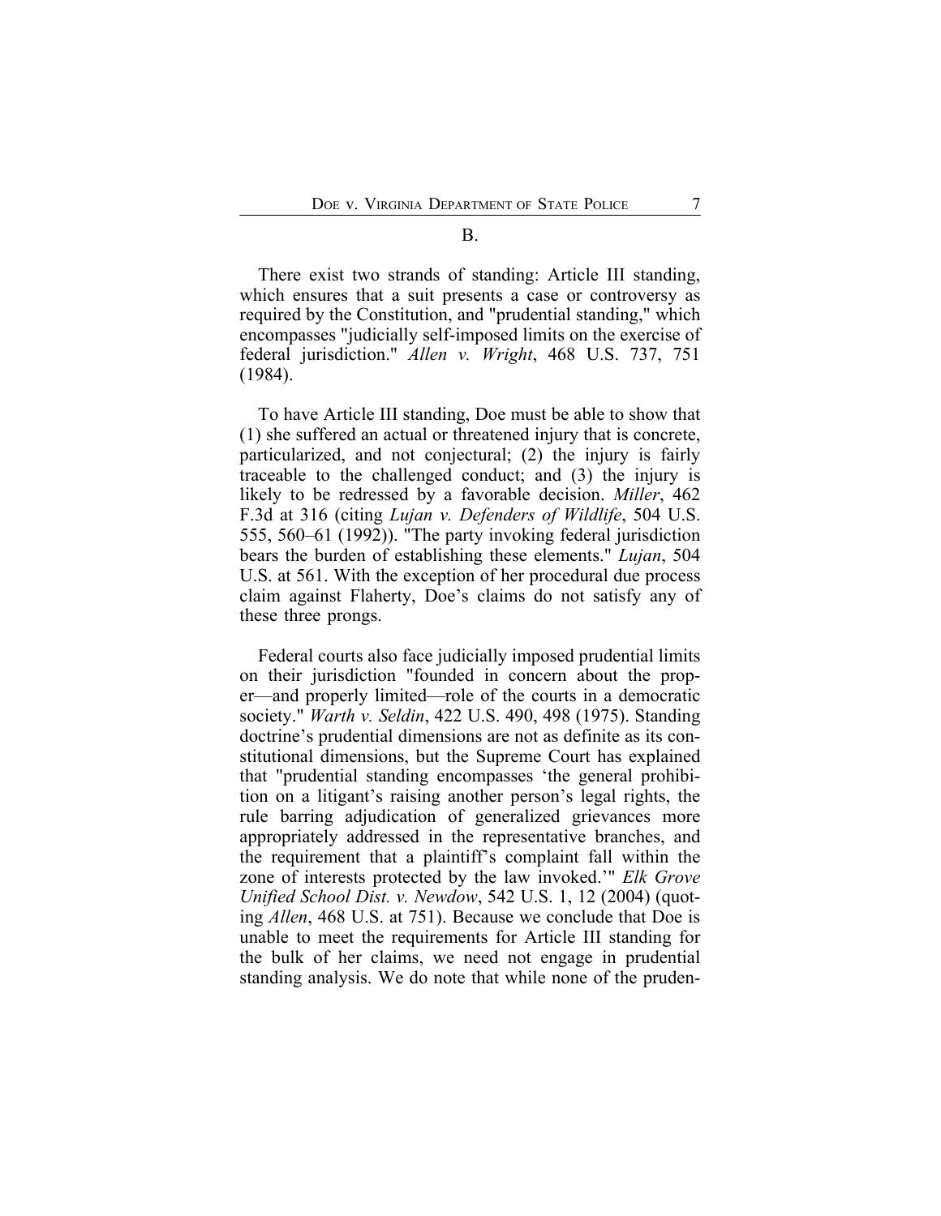### B.

There exist two strands of standing: Article III standing, which ensures that a suit presents a case or controversy as required by the Constitution, and "prudential standing," which encompasses "judicially self-imposed limits on the exercise of federal jurisdiction." *Allen v. Wright*, 468 U.S. 737, 751 (1984).

To have Article III standing, Doe must be able to show that (1) she suffered an actual or threatened injury that is concrete, particularized, and not conjectural; (2) the injury is fairly traceable to the challenged conduct; and (3) the injury is likely to be redressed by a favorable decision. *Miller*, 462 F.3d at 316 (citing *Lujan v. Defenders of Wildlife*, 504 U.S. 555, 560–61 (1992)). "The party invoking federal jurisdiction bears the burden of establishing these elements." *Lujan*, 504 U.S. at 561. With the exception of her procedural due process claim against Flaherty, Doe's claims do not satisfy any of these three prongs.

Federal courts also face judicially imposed prudential limits on their jurisdiction "founded in concern about the proper—and properly limited—role of the courts in a democratic society." *Warth v. Seldin*, 422 U.S. 490, 498 (1975). Standing doctrine's prudential dimensions are not as definite as its constitutional dimensions, but the Supreme Court has explained that "prudential standing encompasses 'the general prohibition on a litigant's raising another person's legal rights, the rule barring adjudication of generalized grievances more appropriately addressed in the representative branches, and the requirement that a plaintiff's complaint fall within the zone of interests protected by the law invoked.'" *Elk Grove Unified School Dist. v. Newdow*, 542 U.S. 1, 12 (2004) (quoting *Allen*, 468 U.S. at 751). Because we conclude that Doe is unable to meet the requirements for Article III standing for the bulk of her claims, we need not engage in prudential standing analysis. We do note that while none of the pruden-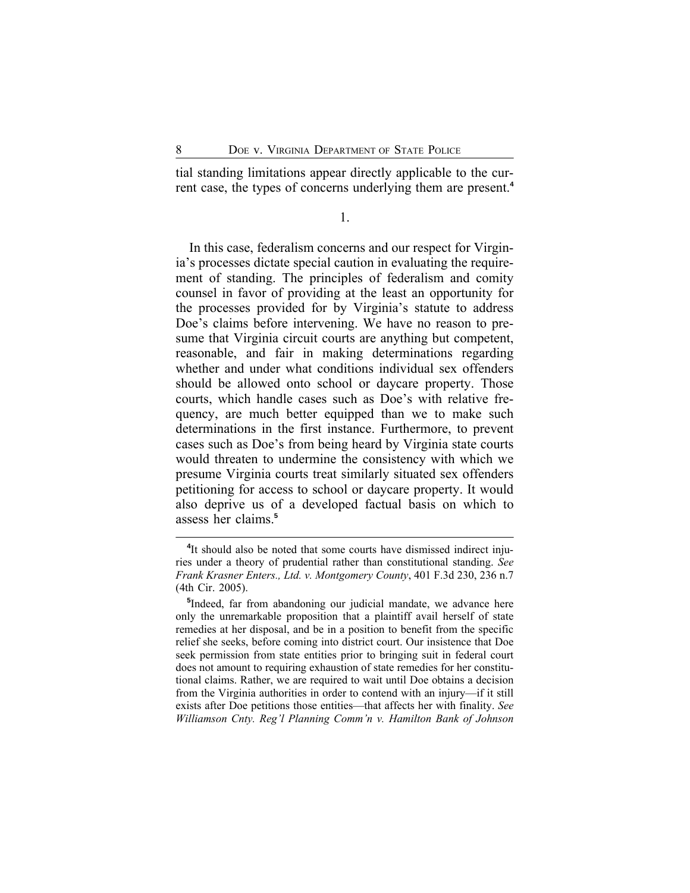tial standing limitations appear directly applicable to the current case, the types of concerns underlying them are present.[4]

1.

In this case, federalism concerns and our respect for Virginia's processes dictate special caution in evaluating the requirement of standing. The principles of federalism and comity counsel in favor of providing at the least an opportunity for the processes provided for by Virginia's statute to address Doe's claims before intervening. We have no reason to presume that Virginia circuit courts are anything but competent, reasonable, and fair in making determinations regarding whether and under what conditions individual sex offenders should be allowed onto school or daycare property. Those courts, which handle cases such as Doe's with relative frequency, are much better equipped than we to make such determinations in the first instance. Furthermore, to prevent cases such as Doe's from being heard by Virginia state courts would threaten to undermine the consistency with which we presume Virginia courts treat similarly situated sex offenders petitioning for access to school or daycare property. It would also deprive us of a developed factual basis on which to assess her claims.[5]

---

[4]It should also be noted that some courts have dismissed indirect injuries under a theory of prudential rather than constitutional standing. *See Frank Krasner Enters., Ltd. v. Montgomery County*, 401 F.3d 230, 236 n.7 (4th Cir. 2005).

[5]Indeed, far from abandoning our judicial mandate, we advance here only the unremarkable proposition that a plaintiff avail herself of state remedies at her disposal, and be in a position to benefit from the specific relief she seeks, before coming into district court. Our insistence that Doe seek permission from state entities prior to bringing suit in federal court does not amount to requiring exhaustion of state remedies for her constitutional claims. Rather, we are required to wait until Doe obtains a decision from the Virginia authorities in order to contend with an injury—if it still exists after Doe petitions those entities—that affects her with finality. *See Williamson Cnty. Reg'l Planning Comm'n v. Hamilton Bank of Johnson*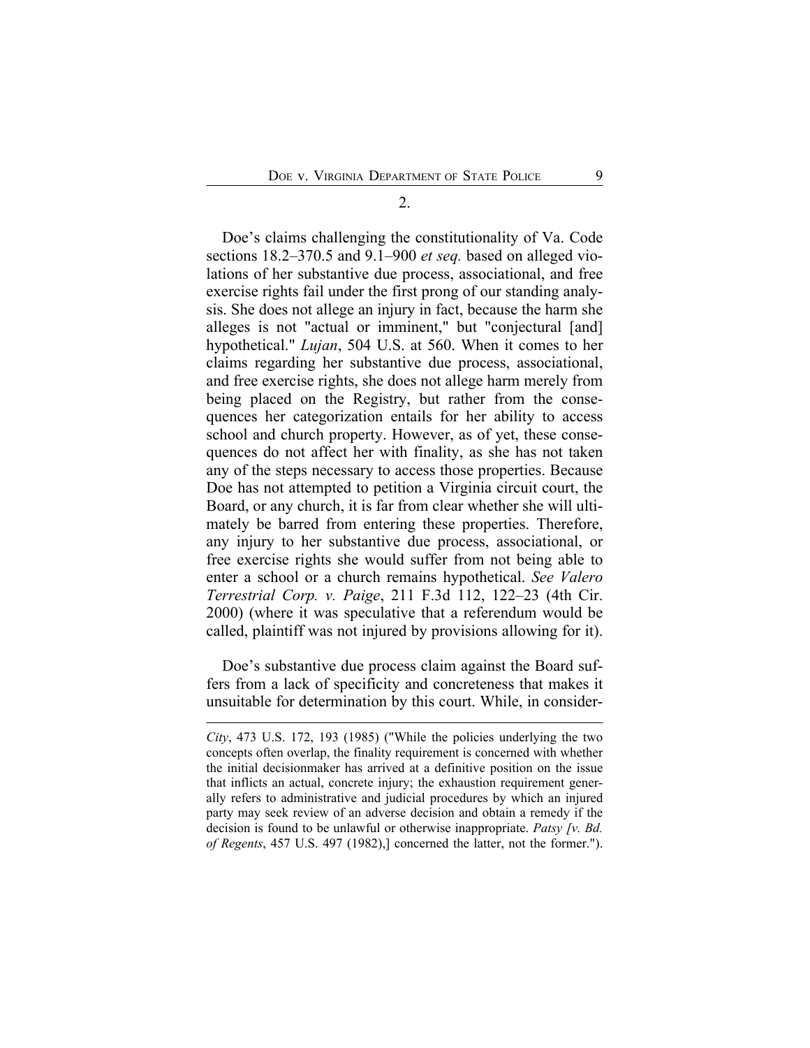2.

Doe's claims challenging the constitutionality of Va. Code sections 18.2–370.5 and 9.1–900 *et seq.* based on alleged violations of her substantive due process, associational, and free exercise rights fail under the first prong of our standing analysis. She does not allege an injury in fact, because the harm she alleges is not "actual or imminent," but "conjectural [and] hypothetical." *Lujan*, 504 U.S. at 560. When it comes to her claims regarding her substantive due process, associational, and free exercise rights, she does not allege harm merely from being placed on the Registry, but rather from the consequences her categorization entails for her ability to access school and church property. However, as of yet, these consequences do not affect her with finality, as she has not taken any of the steps necessary to access those properties. Because Doe has not attempted to petition a Virginia circuit court, the Board, or any church, it is far from clear whether she will ultimately be barred from entering these properties. Therefore, any injury to her substantive due process, associational, or free exercise rights she would suffer from not being able to enter a school or a church remains hypothetical. *See Valero Terrestrial Corp. v. Paige*, 211 F.3d 112, 122–23 (4th Cir. 2000) (where it was speculative that a referendum would be called, plaintiff was not injured by provisions allowing for it).

Doe's substantive due process claim against the Board suffers from a lack of specificity and concreteness that makes it unsuitable for determination by this court. While, in consider-

---

*City*, 473 U.S. 172, 193 (1985) ("While the policies underlying the two concepts often overlap, the finality requirement is concerned with whether the initial decisionmaker has arrived at a definitive position on the issue that inflicts an actual, concrete injury; the exhaustion requirement generally refers to administrative and judicial procedures by which an injured party may seek review of an adverse decision and obtain a remedy if the decision is found to be unlawful or otherwise inappropriate. *Patsy [v. Bd. of Regents*, 457 U.S. 497 (1982),] concerned the latter, not the former.").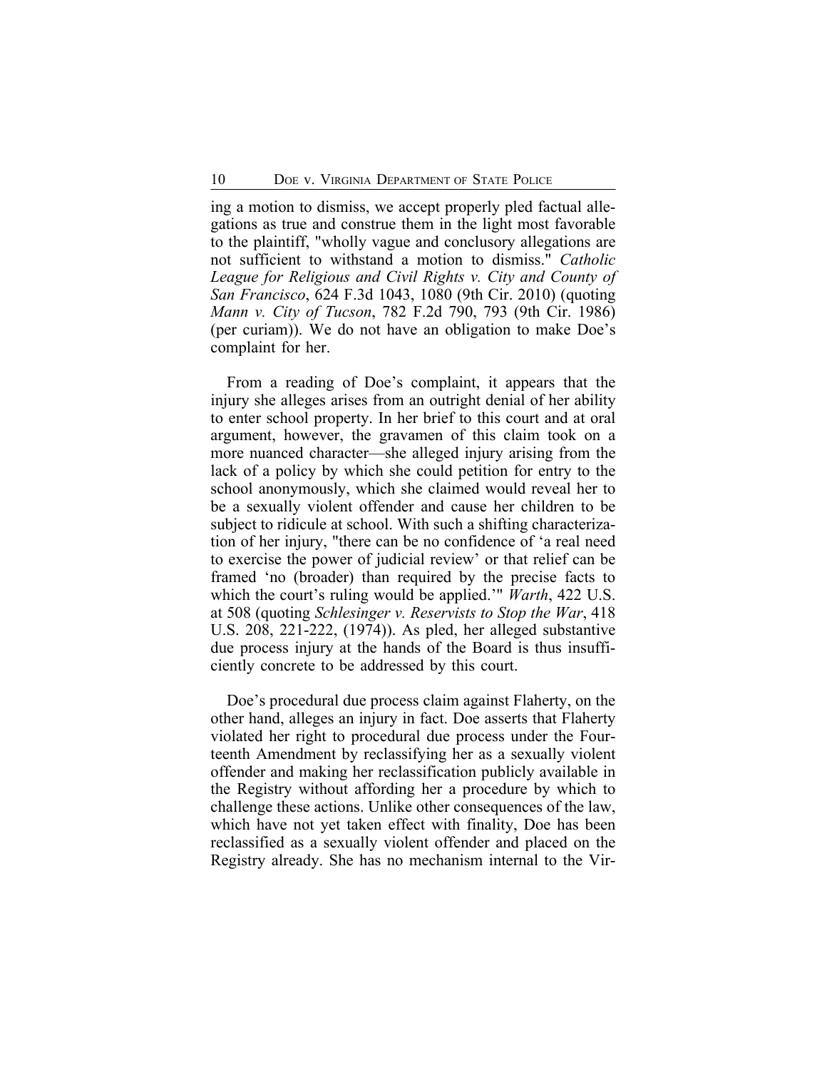ing a motion to dismiss, we accept properly pled factual allegations as true and construe them in the light most favorable to the plaintiff, "wholly vague and conclusory allegations are not sufficient to withstand a motion to dismiss." *Catholic League for Religious and Civil Rights v. City and County of San Francisco*, 624 F.3d 1043, 1080 (9th Cir. 2010) (quoting *Mann v. City of Tucson*, 782 F.2d 790, 793 (9th Cir. 1986) (per curiam)). We do not have an obligation to make Doe's complaint for her.

From a reading of Doe's complaint, it appears that the injury she alleges arises from an outright denial of her ability to enter school property. In her brief to this court and at oral argument, however, the gravamen of this claim took on a more nuanced character—she alleged injury arising from the lack of a policy by which she could petition for entry to the school anonymously, which she claimed would reveal her to be a sexually violent offender and cause her children to be subject to ridicule at school. With such a shifting characterization of her injury, "there can be no confidence of 'a real need to exercise the power of judicial review' or that relief can be framed 'no (broader) than required by the precise facts to which the court's ruling would be applied.'" *Warth*, 422 U.S. at 508 (quoting *Schlesinger v. Reservists to Stop the War*, 418 U.S. 208, 221-222, (1974)). As pled, her alleged substantive due process injury at the hands of the Board is thus insufficiently concrete to be addressed by this court.

Doe's procedural due process claim against Flaherty, on the other hand, alleges an injury in fact. Doe asserts that Flaherty violated her right to procedural due process under the Fourteenth Amendment by reclassifying her as a sexually violent offender and making her reclassification publicly available in the Registry without affording her a procedure by which to challenge these actions. Unlike other consequences of the law, which have not yet taken effect with finality, Doe has been reclassified as a sexually violent offender and placed on the Registry already. She has no mechanism internal to the Vir-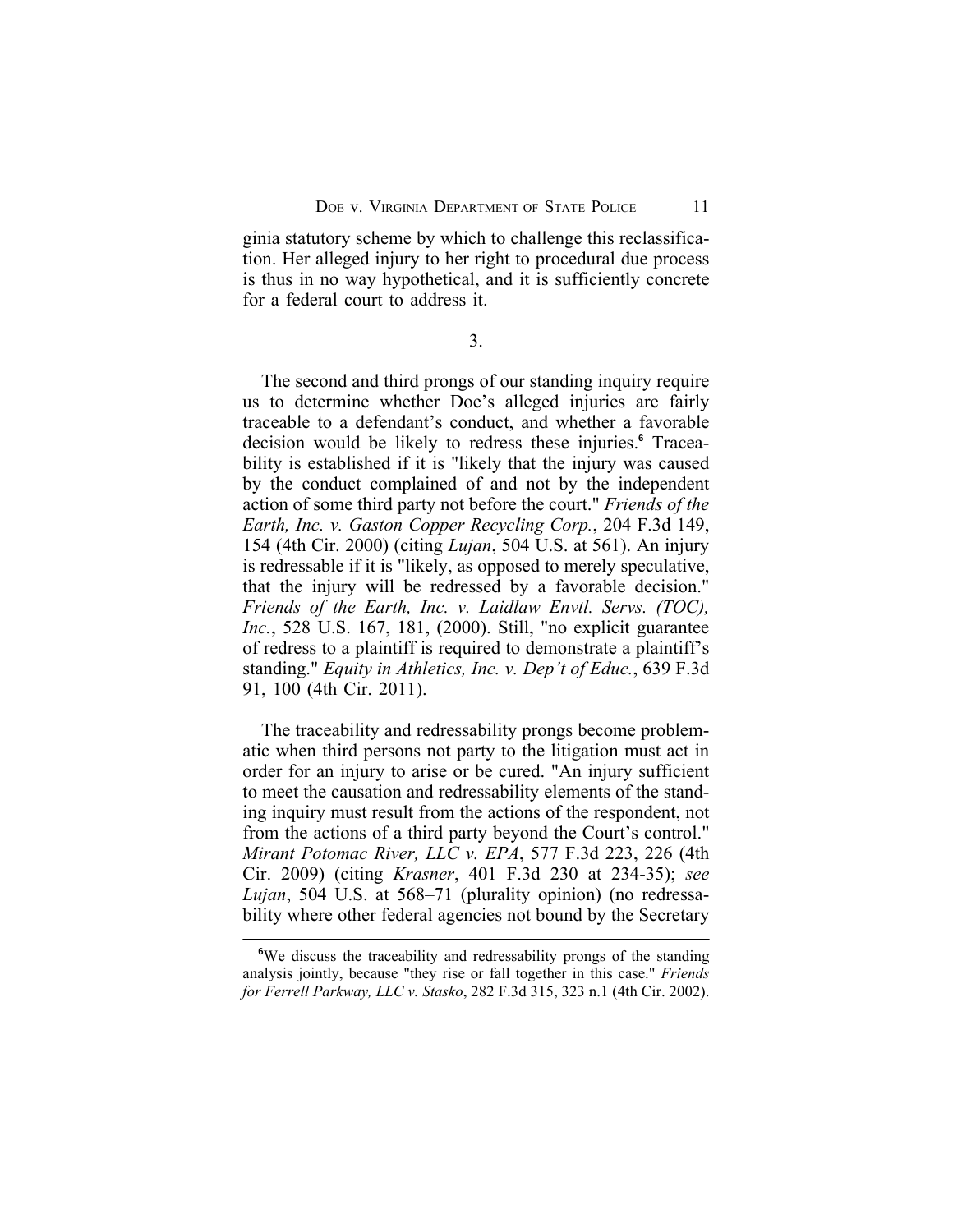ginia statutory scheme by which to challenge this reclassification. Her alleged injury to her right to procedural due process is thus in no way hypothetical, and it is sufficiently concrete for a federal court to address it.

3.

The second and third prongs of our standing inquiry require us to determine whether Doe's alleged injuries are fairly traceable to a defendant's conduct, and whether a favorable decision would be likely to redress these injuries.[6] Traceability is established if it is "likely that the injury was caused by the conduct complained of and not by the independent action of some third party not before the court." *Friends of the Earth, Inc. v. Gaston Copper Recycling Corp.*, 204 F.3d 149, 154 (4th Cir. 2000) (citing *Lujan*, 504 U.S. at 561). An injury is redressable if it is "likely, as opposed to merely speculative, that the injury will be redressed by a favorable decision." *Friends of the Earth, Inc. v. Laidlaw Envtl. Servs. (TOC), Inc.*, 528 U.S. 167, 181, (2000). Still, "no explicit guarantee of redress to a plaintiff is required to demonstrate a plaintiff's standing." *Equity in Athletics, Inc. v. Dep't of Educ.*, 639 F.3d 91, 100 (4th Cir. 2011).

The traceability and redressability prongs become problematic when third persons not party to the litigation must act in order for an injury to arise or be cured. "An injury sufficient to meet the causation and redressability elements of the standing inquiry must result from the actions of the respondent, not from the actions of a third party beyond the Court's control." *Mirant Potomac River, LLC v. EPA*, 577 F.3d 223, 226 (4th Cir. 2009) (citing *Krasner*, 401 F.3d 230 at 234-35); *see Lujan*, 504 U.S. at 568–71 (plurality opinion) (no redressability where other federal agencies not bound by the Secretary

[6] We discuss the traceability and redressability prongs of the standing analysis jointly, because "they rise or fall together in this case." *Friends for Ferrell Parkway, LLC v. Stasko*, 282 F.3d 315, 323 n.1 (4th Cir. 2002).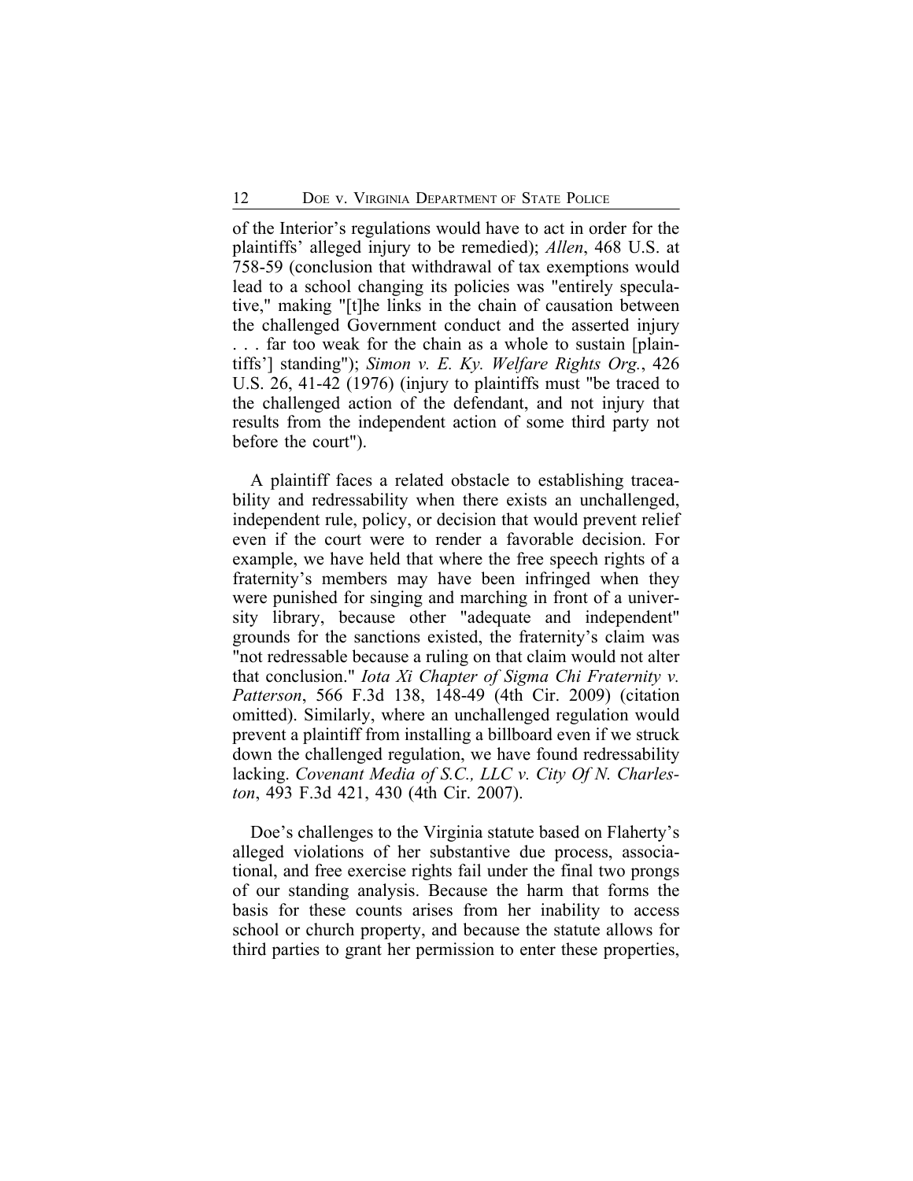of the Interior's regulations would have to act in order for the plaintiffs' alleged injury to be remedied); *Allen*, 468 U.S. at 758-59 (conclusion that withdrawal of tax exemptions would lead to a school changing its policies was "entirely speculative," making "[t]he links in the chain of causation between the challenged Government conduct and the asserted injury . . . far too weak for the chain as a whole to sustain [plaintiffs'] standing"); *Simon v. E. Ky. Welfare Rights Org.*, 426 U.S. 26, 41-42 (1976) (injury to plaintiffs must "be traced to the challenged action of the defendant, and not injury that results from the independent action of some third party not before the court").

A plaintiff faces a related obstacle to establishing traceability and redressability when there exists an unchallenged, independent rule, policy, or decision that would prevent relief even if the court were to render a favorable decision. For example, we have held that where the free speech rights of a fraternity's members may have been infringed when they were punished for singing and marching in front of a university library, because other "adequate and independent" grounds for the sanctions existed, the fraternity's claim was "not redressable because a ruling on that claim would not alter that conclusion." *Iota Xi Chapter of Sigma Chi Fraternity v. Patterson*, 566 F.3d 138, 148-49 (4th Cir. 2009) (citation omitted). Similarly, where an unchallenged regulation would prevent a plaintiff from installing a billboard even if we struck down the challenged regulation, we have found redressability lacking. *Covenant Media of S.C., LLC v. City Of N. Charleston*, 493 F.3d 421, 430 (4th Cir. 2007).

Doe's challenges to the Virginia statute based on Flaherty's alleged violations of her substantive due process, associational, and free exercise rights fail under the final two prongs of our standing analysis. Because the harm that forms the basis for these counts arises from her inability to access school or church property, and because the statute allows for third parties to grant her permission to enter these properties,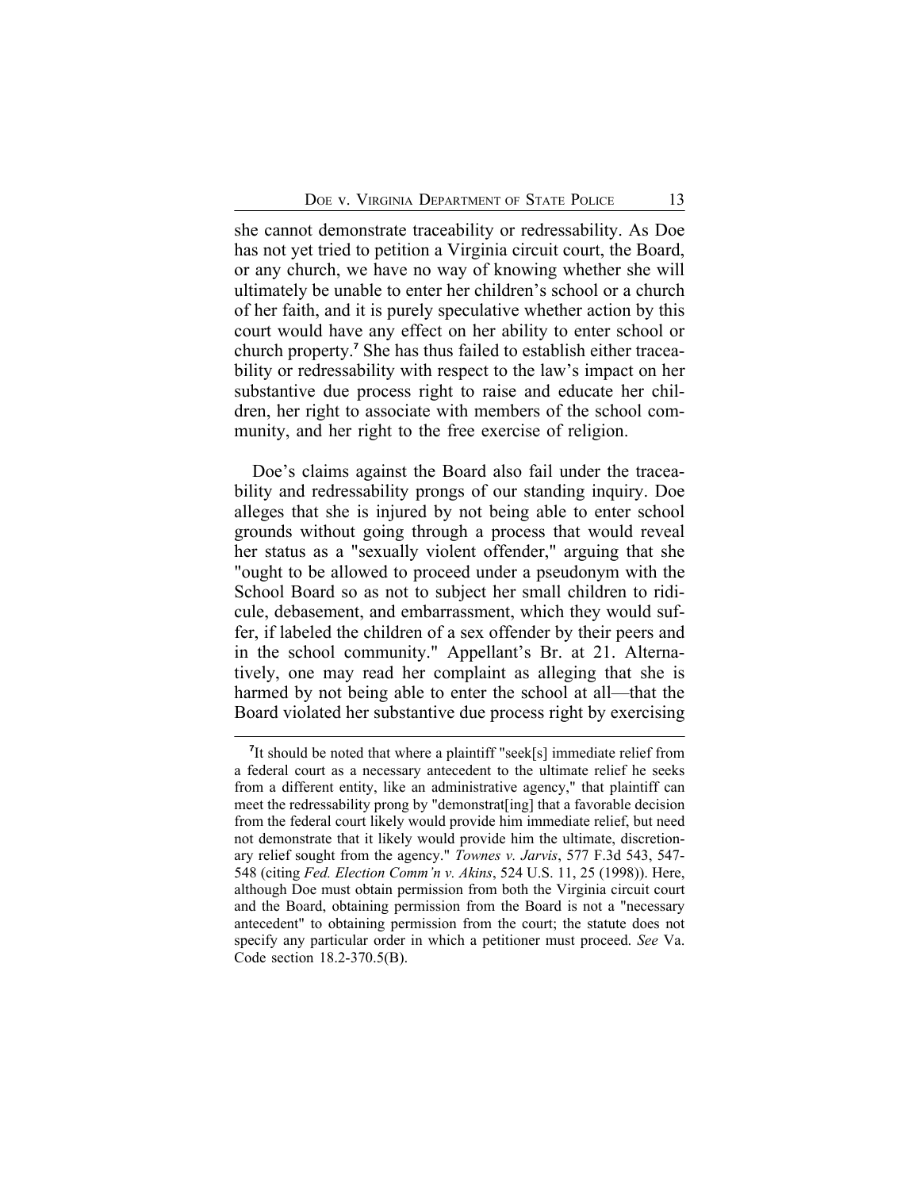she cannot demonstrate traceability or redressability. As Doe has not yet tried to petition a Virginia circuit court, the Board, or any church, we have no way of knowing whether she will ultimately be unable to enter her children's school or a church of her faith, and it is purely speculative whether action by this court would have any effect on her ability to enter school or church property.[7] She has thus failed to establish either traceability or redressability with respect to the law's impact on her substantive due process right to raise and educate her children, her right to associate with members of the school community, and her right to the free exercise of religion.

Doe's claims against the Board also fail under the traceability and redressability prongs of our standing inquiry. Doe alleges that she is injured by not being able to enter school grounds without going through a process that would reveal her status as a "sexually violent offender," arguing that she "ought to be allowed to proceed under a pseudonym with the School Board so as not to subject her small children to ridicule, debasement, and embarrassment, which they would suffer, if labeled the children of a sex offender by their peers and in the school community." Appellant's Br. at 21. Alternatively, one may read her complaint as alleging that she is harmed by not being able to enter the school at all—that the Board violated her substantive due process right by exercising

---

[7]It should be noted that where a plaintiff "seek[s] immediate relief from a federal court as a necessary antecedent to the ultimate relief he seeks from a different entity, like an administrative agency," that plaintiff can meet the redressability prong by "demonstrat[ing] that a favorable decision from the federal court likely would provide him immediate relief, but need not demonstrate that it likely would provide him the ultimate, discretionary relief sought from the agency." *Townes v. Jarvis*, 577 F.3d 543, 547-548 (citing *Fed. Election Comm'n v. Akins*, 524 U.S. 11, 25 (1998)). Here, although Doe must obtain permission from both the Virginia circuit court and the Board, obtaining permission from the Board is not a "necessary antecedent" to obtaining permission from the court; the statute does not specify any particular order in which a petitioner must proceed. *See* Va. Code section 18.2-370.5(B).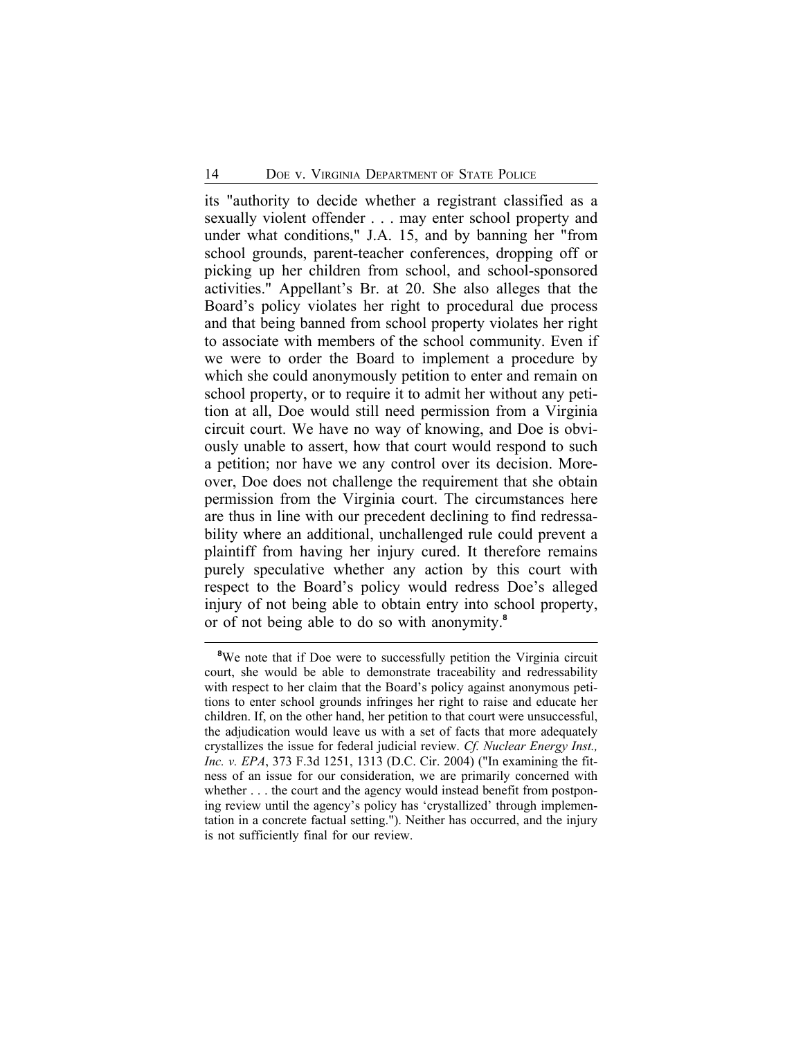its "authority to decide whether a registrant classified as a sexually violent offender . . . may enter school property and under what conditions," J.A. 15, and by banning her "from school grounds, parent-teacher conferences, dropping off or picking up her children from school, and school-sponsored activities." Appellant's Br. at 20. She also alleges that the Board's policy violates her right to procedural due process and that being banned from school property violates her right to associate with members of the school community. Even if we were to order the Board to implement a procedure by which she could anonymously petition to enter and remain on school property, or to require it to admit her without any petition at all, Doe would still need permission from a Virginia circuit court. We have no way of knowing, and Doe is obviously unable to assert, how that court would respond to such a petition; nor have we any control over its decision. Moreover, Doe does not challenge the requirement that she obtain permission from the Virginia court. The circumstances here are thus in line with our precedent declining to find redressability where an additional, unchallenged rule could prevent a plaintiff from having her injury cured. It therefore remains purely speculative whether any action by this court with respect to the Board's policy would redress Doe's alleged injury of not being able to obtain entry into school property, or of not being able to do so with anonymity.[8]

[8]We note that if Doe were to successfully petition the Virginia circuit court, she would be able to demonstrate traceability and redressability with respect to her claim that the Board's policy against anonymous petitions to enter school grounds infringes her right to raise and educate her children. If, on the other hand, her petition to that court were unsuccessful, the adjudication would leave us with a set of facts that more adequately crystallizes the issue for federal judicial review. *Cf. Nuclear Energy Inst., Inc. v. EPA*, 373 F.3d 1251, 1313 (D.C. Cir. 2004) ("In examining the fitness of an issue for our consideration, we are primarily concerned with whether . . . the court and the agency would instead benefit from postponing review until the agency's policy has 'crystallized' through implementation in a concrete factual setting."). Neither has occurred, and the injury is not sufficiently final for our review.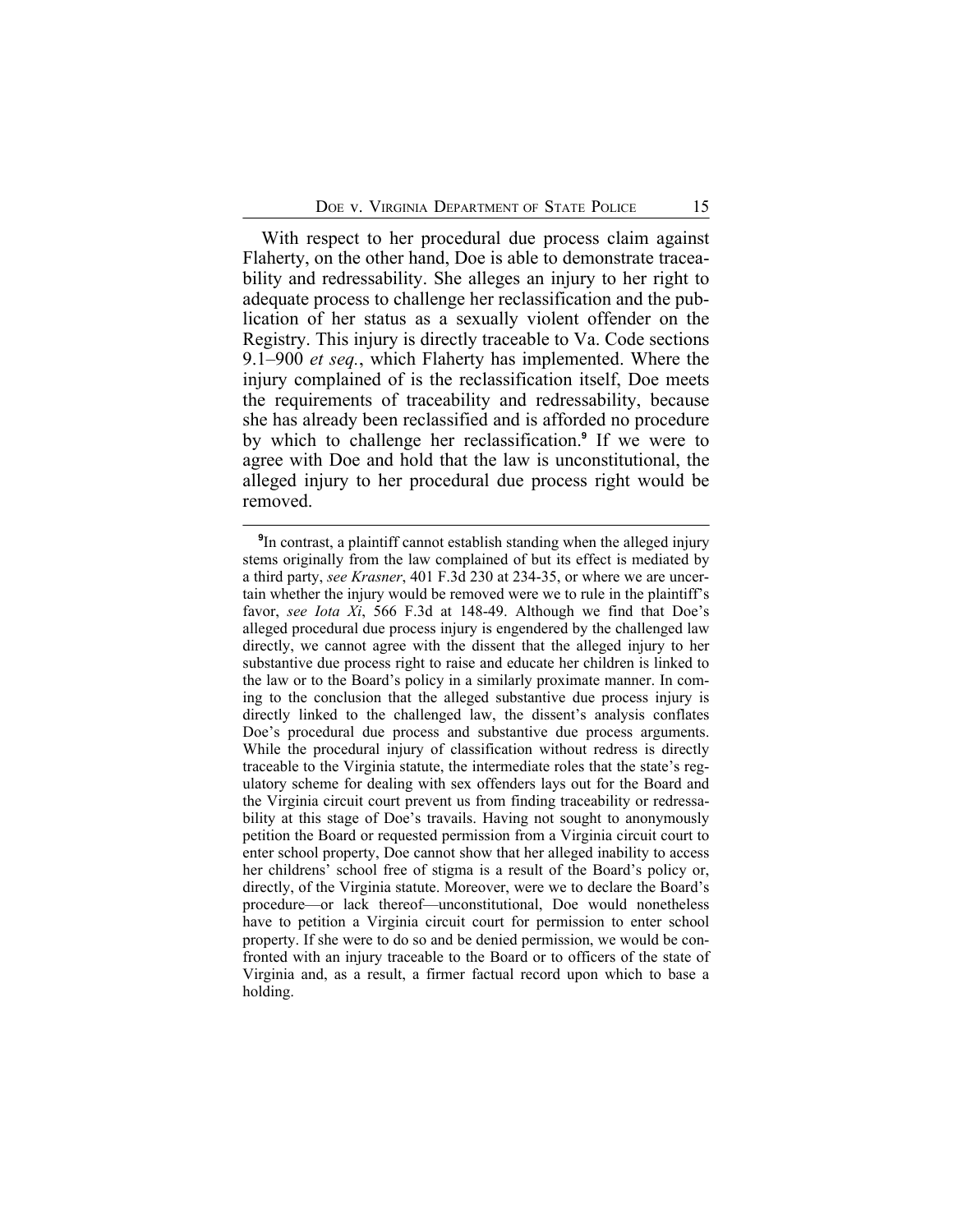With respect to her procedural due process claim against Flaherty, on the other hand, Doe is able to demonstrate traceability and redressability. She alleges an injury to her right to adequate process to challenge her reclassification and the publication of her status as a sexually violent offender on the Registry. This injury is directly traceable to Va. Code sections 9.1–900 *et seq.*, which Flaherty has implemented. Where the injury complained of is the reclassification itself, Doe meets the requirements of traceability and redressability, because she has already been reclassified and is afforded no procedure by which to challenge her reclassification.[9] If we were to agree with Doe and hold that the law is unconstitutional, the alleged injury to her procedural due process right would be removed.

[9]In contrast, a plaintiff cannot establish standing when the alleged injury stems originally from the law complained of but its effect is mediated by a third party, *see Krasner*, 401 F.3d 230 at 234-35, or where we are uncertain whether the injury would be removed were we to rule in the plaintiff's favor, *see Iota Xi*, 566 F.3d at 148-49. Although we find that Doe's alleged procedural due process injury is engendered by the challenged law directly, we cannot agree with the dissent that the alleged injury to her substantive due process right to raise and educate her children is linked to the law or to the Board's policy in a similarly proximate manner. In coming to the conclusion that the alleged substantive due process injury is directly linked to the challenged law, the dissent's analysis conflates Doe's procedural due process and substantive due process arguments. While the procedural injury of classification without redress is directly traceable to the Virginia statute, the intermediate roles that the state's regulatory scheme for dealing with sex offenders lays out for the Board and the Virginia circuit court prevent us from finding traceability or redressability at this stage of Doe's travails. Having not sought to anonymously petition the Board or requested permission from a Virginia circuit court to enter school property, Doe cannot show that her alleged inability to access her childrens' school free of stigma is a result of the Board's policy or, directly, of the Virginia statute. Moreover, were we to declare the Board's procedure—or lack thereof—unconstitutional, Doe would nonetheless have to petition a Virginia circuit court for permission to enter school property. If she were to do so and be denied permission, we would be confronted with an injury traceable to the Board or to officers of the state of Virginia and, as a result, a firmer factual record upon which to base a holding.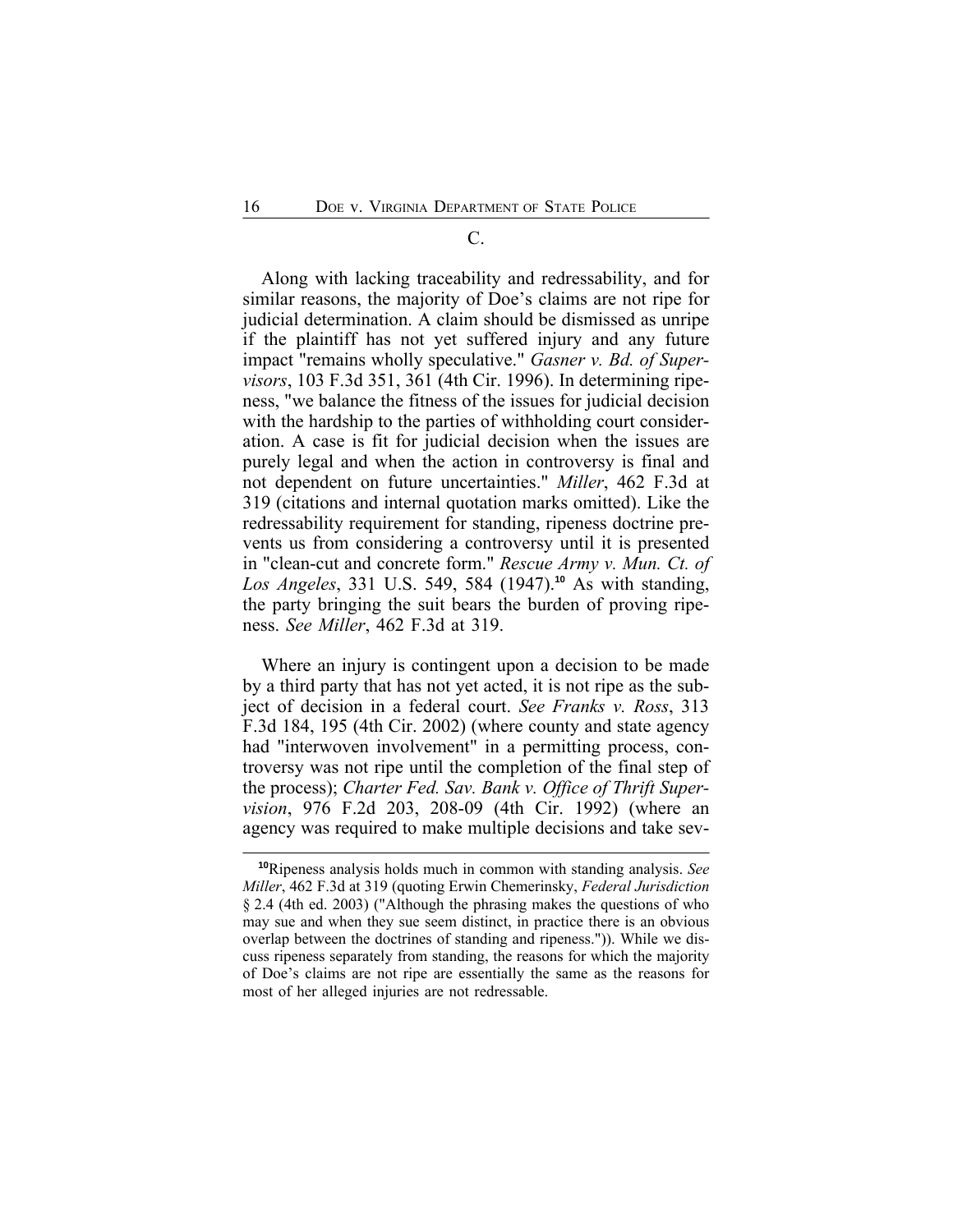C.

Along with lacking traceability and redressability, and for similar reasons, the majority of Doe's claims are not ripe for judicial determination. A claim should be dismissed as unripe if the plaintiff has not yet suffered injury and any future impact "remains wholly speculative." *Gasner v. Bd. of Supervisors*, 103 F.3d 351, 361 (4th Cir. 1996). In determining ripeness, "we balance the fitness of the issues for judicial decision with the hardship to the parties of withholding court consideration. A case is fit for judicial decision when the issues are purely legal and when the action in controversy is final and not dependent on future uncertainties." *Miller*, 462 F.3d at 319 (citations and internal quotation marks omitted). Like the redressability requirement for standing, ripeness doctrine prevents us from considering a controversy until it is presented in "clean-cut and concrete form." *Rescue Army v. Mun. Ct. of Los Angeles*, 331 U.S. 549, 584 (1947).[10] As with standing, the party bringing the suit bears the burden of proving ripeness. *See Miller*, 462 F.3d at 319.

Where an injury is contingent upon a decision to be made by a third party that has not yet acted, it is not ripe as the subject of decision in a federal court. *See Franks v. Ross*, 313 F.3d 184, 195 (4th Cir. 2002) (where county and state agency had "interwoven involvement" in a permitting process, controversy was not ripe until the completion of the final step of the process); *Charter Fed. Sav. Bank v. Office of Thrift Supervision*, 976 F.2d 203, 208-09 (4th Cir. 1992) (where an agency was required to make multiple decisions and take sev-

[10]Ripeness analysis holds much in common with standing analysis. *See Miller*, 462 F.3d at 319 (quoting Erwin Chemerinsky, *Federal Jurisdiction* § 2.4 (4th ed. 2003) ("Although the phrasing makes the questions of who may sue and when they sue seem distinct, in practice there is an obvious overlap between the doctrines of standing and ripeness.")). While we discuss ripeness separately from standing, the reasons for which the majority of Doe's claims are not ripe are essentially the same as the reasons for most of her alleged injuries are not redressable.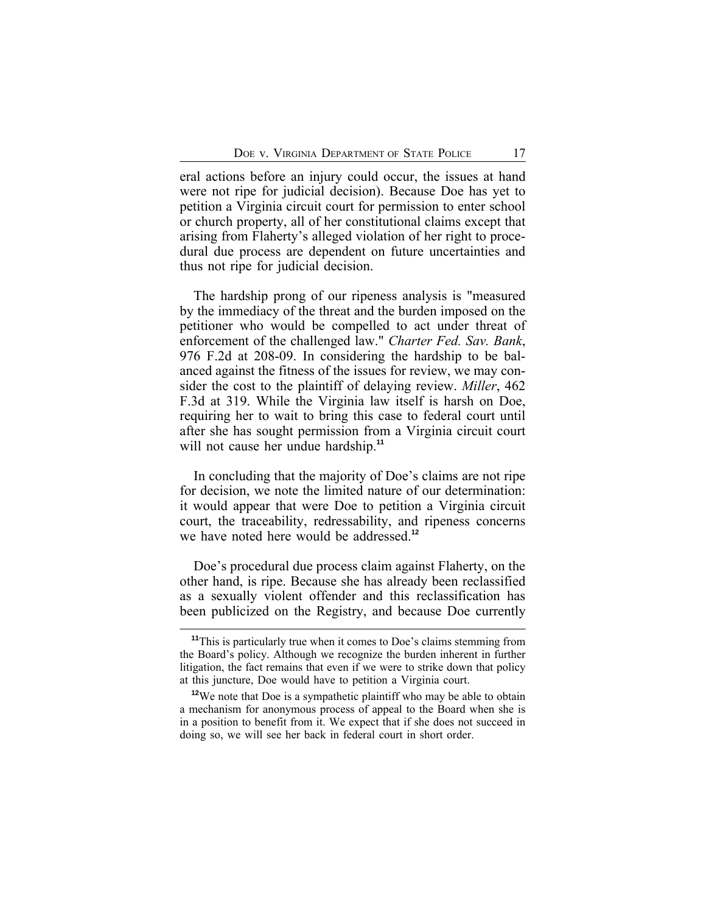eral actions before an injury could occur, the issues at hand were not ripe for judicial decision). Because Doe has yet to petition a Virginia circuit court for permission to enter school or church property, all of her constitutional claims except that arising from Flaherty's alleged violation of her right to procedural due process are dependent on future uncertainties and thus not ripe for judicial decision.

The hardship prong of our ripeness analysis is "measured by the immediacy of the threat and the burden imposed on the petitioner who would be compelled to act under threat of enforcement of the challenged law." *Charter Fed. Sav. Bank*, 976 F.2d at 208-09. In considering the hardship to be balanced against the fitness of the issues for review, we may consider the cost to the plaintiff of delaying review. *Miller*, 462 F.3d at 319. While the Virginia law itself is harsh on Doe, requiring her to wait to bring this case to federal court until after she has sought permission from a Virginia circuit court will not cause her undue hardship.[11]

In concluding that the majority of Doe's claims are not ripe for decision, we note the limited nature of our determination: it would appear that were Doe to petition a Virginia circuit court, the traceability, redressability, and ripeness concerns we have noted here would be addressed.[12]

Doe's procedural due process claim against Flaherty, on the other hand, is ripe. Because she has already been reclassified as a sexually violent offender and this reclassification has been publicized on the Registry, and because Doe currently

---

[11]This is particularly true when it comes to Doe's claims stemming from the Board's policy. Although we recognize the burden inherent in further litigation, the fact remains that even if we were to strike down that policy at this juncture, Doe would have to petition a Virginia court.

[12]We note that Doe is a sympathetic plaintiff who may be able to obtain a mechanism for anonymous process of appeal to the Board when she is in a position to benefit from it. We expect that if she does not succeed in doing so, we will see her back in federal court in short order.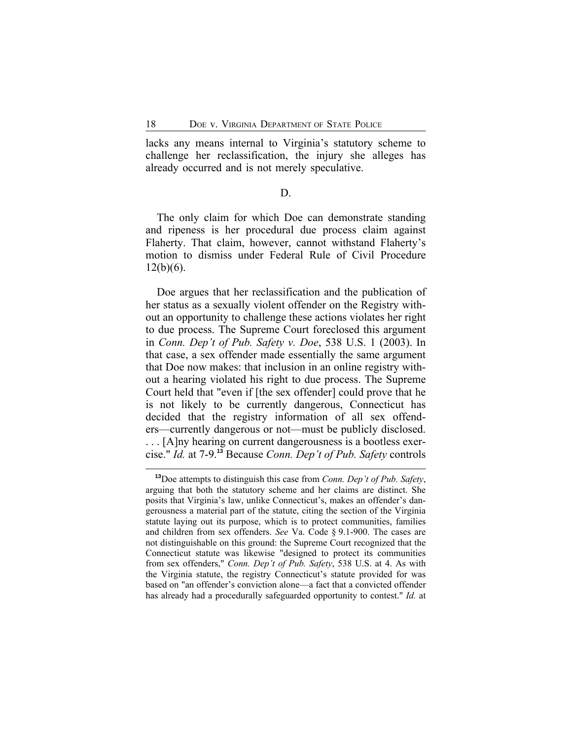lacks any means internal to Virginia's statutory scheme to challenge her reclassification, the injury she alleges has already occurred and is not merely speculative.

### D.

The only claim for which Doe can demonstrate standing and ripeness is her procedural due process claim against Flaherty. That claim, however, cannot withstand Flaherty's motion to dismiss under Federal Rule of Civil Procedure 12(b)(6).

Doe argues that her reclassification and the publication of her status as a sexually violent offender on the Registry without an opportunity to challenge these actions violates her right to due process. The Supreme Court foreclosed this argument in *Conn. Dep't of Pub. Safety v. Doe*, 538 U.S. 1 (2003). In that case, a sex offender made essentially the same argument that Doe now makes: that inclusion in an online registry without a hearing violated his right to due process. The Supreme Court held that "even if [the sex offender] could prove that he is not likely to be currently dangerous, Connecticut has decided that the registry information of all sex offenders—currently dangerous or not—must be publicly disclosed. . . . [A]ny hearing on current dangerousness is a bootless exercise." *Id.* at 7-9.[13] Because *Conn. Dep't of Pub. Safety* controls

[13] Doe attempts to distinguish this case from *Conn. Dep't of Pub. Safety*, arguing that both the statutory scheme and her claims are distinct. She posits that Virginia's law, unlike Connecticut's, makes an offender's dangerousness a material part of the statute, citing the section of the Virginia statute laying out its purpose, which is to protect communities, families and children from sex offenders. *See* Va. Code § 9.1-900. The cases are not distinguishable on this ground: the Supreme Court recognized that the Connecticut statute was likewise "designed to protect its communities from sex offenders," *Conn. Dep't of Pub. Safety*, 538 U.S. at 4. As with the Virginia statute, the registry Connecticut's statute provided for was based on "an offender's conviction alone—a fact that a convicted offender has already had a procedurally safeguarded opportunity to contest." *Id.* at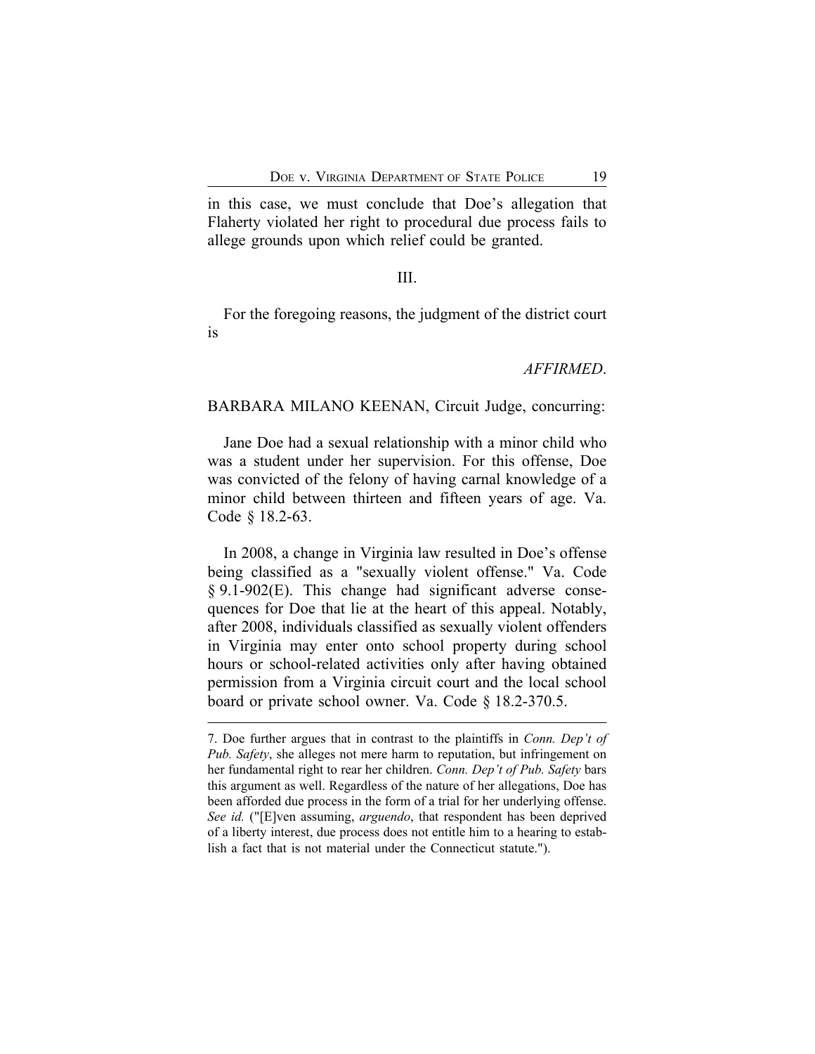in this case, we must conclude that Doe's allegation that Flaherty violated her right to procedural due process fails to allege grounds upon which relief could be granted.

## III.

For the foregoing reasons, the judgment of the district court is

*AFFIRMED*.

BARBARA MILANO KEENAN, Circuit Judge, concurring:

Jane Doe had a sexual relationship with a minor child who was a student under her supervision. For this offense, Doe was convicted of the felony of having carnal knowledge of a minor child between thirteen and fifteen years of age. Va. Code § 18.2-63.

In 2008, a change in Virginia law resulted in Doe's offense being classified as a "sexually violent offense." Va. Code § 9.1-902(E). This change had significant adverse consequences for Doe that lie at the heart of this appeal. Notably, after 2008, individuals classified as sexually violent offenders in Virginia may enter onto school property during school hours or school-related activities only after having obtained permission from a Virginia circuit court and the local school board or private school owner. Va. Code § 18.2-370.5.

---

7. Doe further argues that in contrast to the plaintiffs in *Conn. Dep't of Pub. Safety*, she alleges not mere harm to reputation, but infringement on her fundamental right to rear her children. *Conn. Dep't of Pub. Safety* bars this argument as well. Regardless of the nature of her allegations, Doe has been afforded due process in the form of a trial for her underlying offense. *See id.* ("[E]ven assuming, *arguendo*, that respondent has been deprived of a liberty interest, due process does not entitle him to a hearing to establish a fact that is not material under the Connecticut statute.").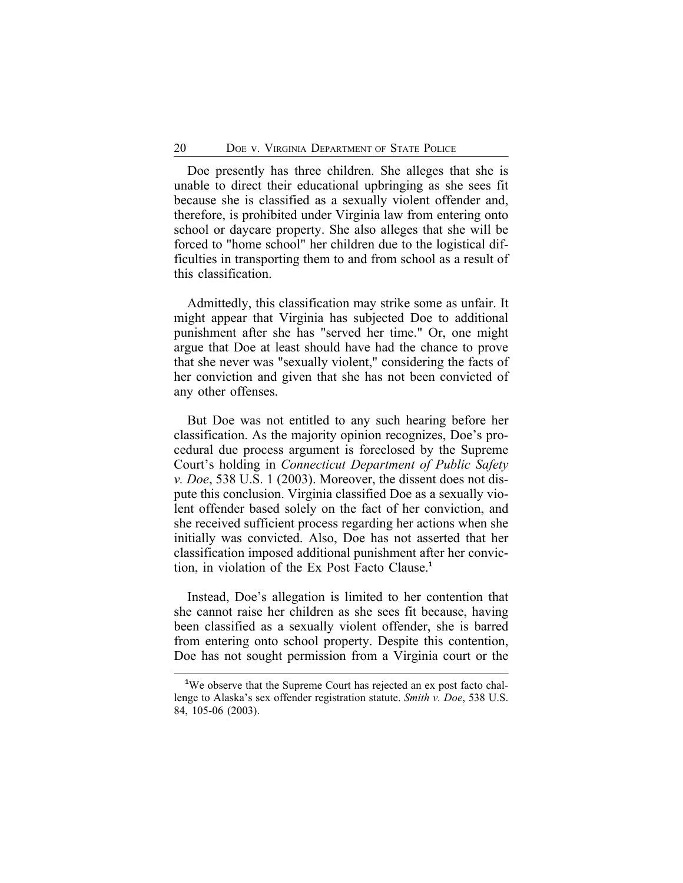Doe presently has three children. She alleges that she is unable to direct their educational upbringing as she sees fit because she is classified as a sexually violent offender and, therefore, is prohibited under Virginia law from entering onto school or daycare property. She also alleges that she will be forced to "home school" her children due to the logistical difficulties in transporting them to and from school as a result of this classification.

Admittedly, this classification may strike some as unfair. It might appear that Virginia has subjected Doe to additional punishment after she has "served her time." Or, one might argue that Doe at least should have had the chance to prove that she never was "sexually violent," considering the facts of her conviction and given that she has not been convicted of any other offenses.

But Doe was not entitled to any such hearing before her classification. As the majority opinion recognizes, Doe's procedural due process argument is foreclosed by the Supreme Court's holding in *Connecticut Department of Public Safety v. Doe*, 538 U.S. 1 (2003). Moreover, the dissent does not dispute this conclusion. Virginia classified Doe as a sexually violent offender based solely on the fact of her conviction, and she received sufficient process regarding her actions when she initially was convicted. Also, Doe has not asserted that her classification imposed additional punishment after her conviction, in violation of the Ex Post Facto Clause.[1]

Instead, Doe's allegation is limited to her contention that she cannot raise her children as she sees fit because, having been classified as a sexually violent offender, she is barred from entering onto school property. Despite this contention, Doe has not sought permission from a Virginia court or the

---

[1]We observe that the Supreme Court has rejected an ex post facto challenge to Alaska's sex offender registration statute. *Smith v. Doe*, 538 U.S. 84, 105-06 (2003).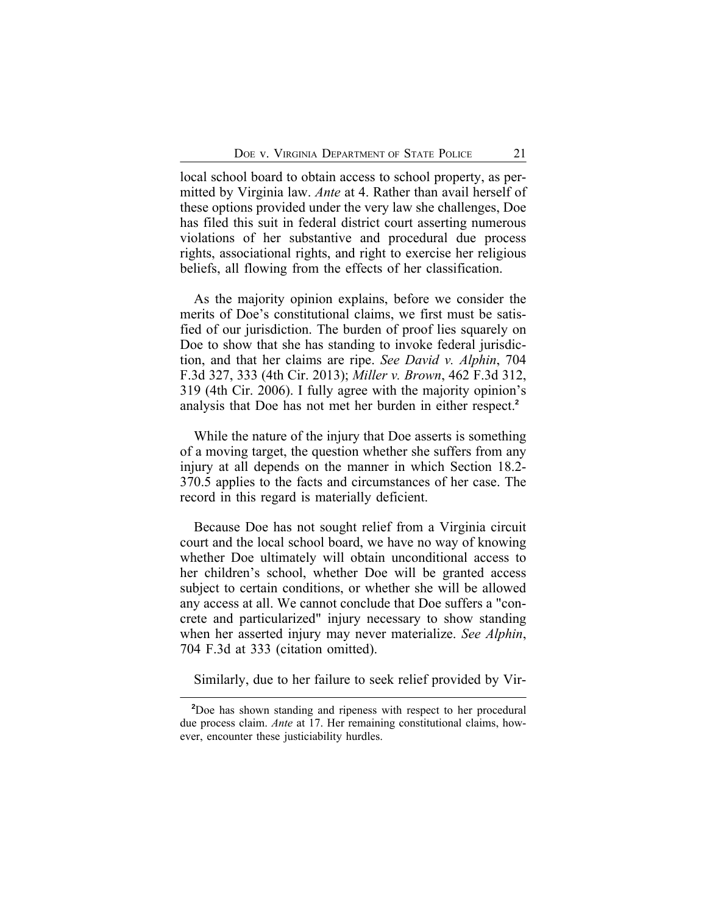local school board to obtain access to school property, as permitted by Virginia law. *Ante* at 4. Rather than avail herself of these options provided under the very law she challenges, Doe has filed this suit in federal district court asserting numerous violations of her substantive and procedural due process rights, associational rights, and right to exercise her religious beliefs, all flowing from the effects of her classification.

As the majority opinion explains, before we consider the merits of Doe's constitutional claims, we first must be satisfied of our jurisdiction. The burden of proof lies squarely on Doe to show that she has standing to invoke federal jurisdiction, and that her claims are ripe. *See David v. Alphin*, 704 F.3d 327, 333 (4th Cir. 2013); *Miller v. Brown*, 462 F.3d 312, 319 (4th Cir. 2006). I fully agree with the majority opinion's analysis that Doe has not met her burden in either respect.[2]

While the nature of the injury that Doe asserts is something of a moving target, the question whether she suffers from any injury at all depends on the manner in which Section 18.2-370.5 applies to the facts and circumstances of her case. The record in this regard is materially deficient.

Because Doe has not sought relief from a Virginia circuit court and the local school board, we have no way of knowing whether Doe ultimately will obtain unconditional access to her children's school, whether Doe will be granted access subject to certain conditions, or whether she will be allowed any access at all. We cannot conclude that Doe suffers a "concrete and particularized" injury necessary to show standing when her asserted injury may never materialize. *See Alphin*, 704 F.3d at 333 (citation omitted).

Similarly, due to her failure to seek relief provided by Vir-

[2]Doe has shown standing and ripeness with respect to her procedural due process claim. *Ante* at 17. Her remaining constitutional claims, however, encounter these justiciability hurdles.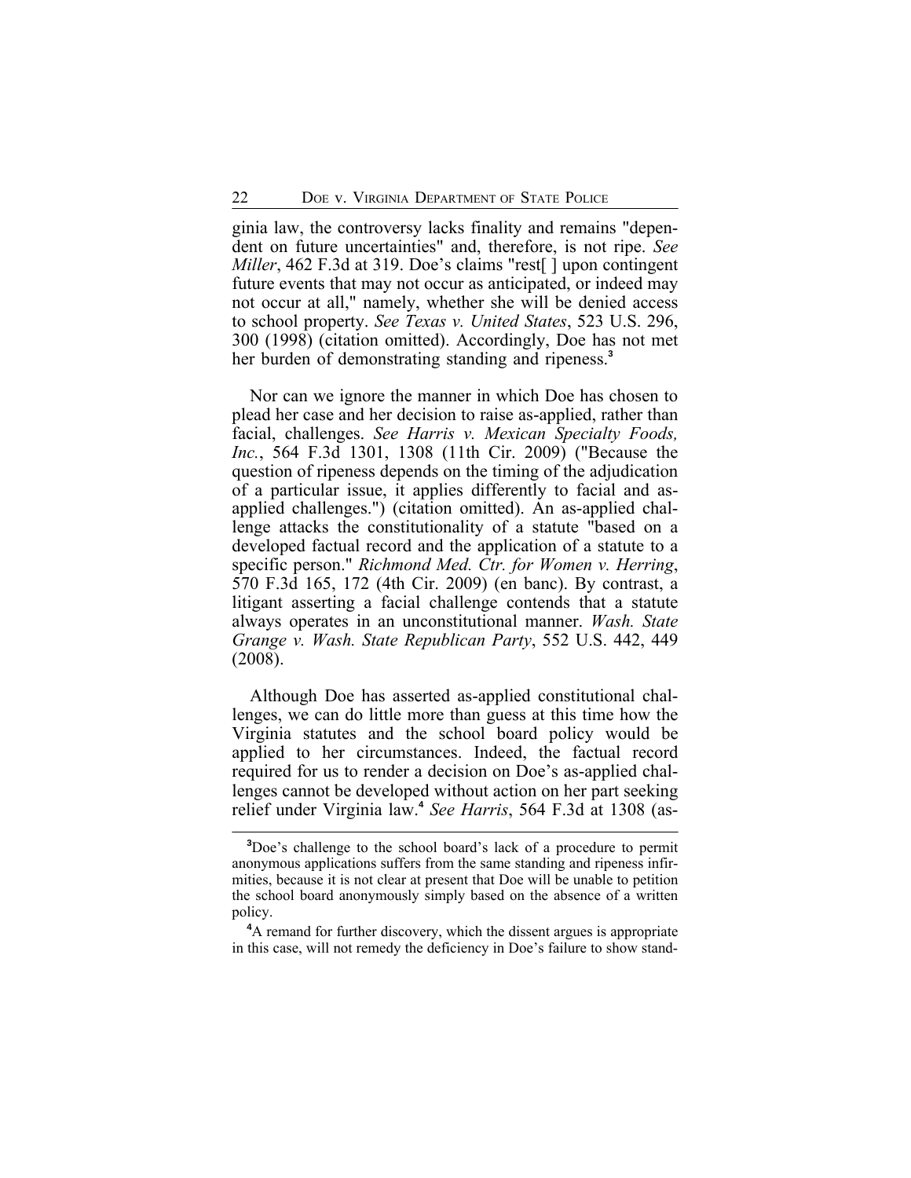ginia law, the controversy lacks finality and remains "dependent on future uncertainties" and, therefore, is not ripe. *See Miller*, 462 F.3d at 319. Doe's claims "rest[ ] upon contingent future events that may not occur as anticipated, or indeed may not occur at all," namely, whether she will be denied access to school property. *See Texas v. United States*, 523 U.S. 296, 300 (1998) (citation omitted). Accordingly, Doe has not met her burden of demonstrating standing and ripeness.[3]

Nor can we ignore the manner in which Doe has chosen to plead her case and her decision to raise as-applied, rather than facial, challenges. *See Harris v. Mexican Specialty Foods, Inc.*, 564 F.3d 1301, 1308 (11th Cir. 2009) ("Because the question of ripeness depends on the timing of the adjudication of a particular issue, it applies differently to facial and as-applied challenges.") (citation omitted). An as-applied challenge attacks the constitutionality of a statute "based on a developed factual record and the application of a statute to a specific person." *Richmond Med. Ctr. for Women v. Herring*, 570 F.3d 165, 172 (4th Cir. 2009) (en banc). By contrast, a litigant asserting a facial challenge contends that a statute always operates in an unconstitutional manner. *Wash. State Grange v. Wash. State Republican Party*, 552 U.S. 442, 449 (2008).

Although Doe has asserted as-applied constitutional challenges, we can do little more than guess at this time how the Virginia statutes and the school board policy would be applied to her circumstances. Indeed, the factual record required for us to render a decision on Doe's as-applied challenges cannot be developed without action on her part seeking relief under Virginia law.[4] *See Harris*, 564 F.3d at 1308 (as-

[3] Doe's challenge to the school board's lack of a procedure to permit anonymous applications suffers from the same standing and ripeness infirmities, because it is not clear at present that Doe will be unable to petition the school board anonymously simply based on the absence of a written policy.

[4] A remand for further discovery, which the dissent argues is appropriate in this case, will not remedy the deficiency in Doe's failure to show stand-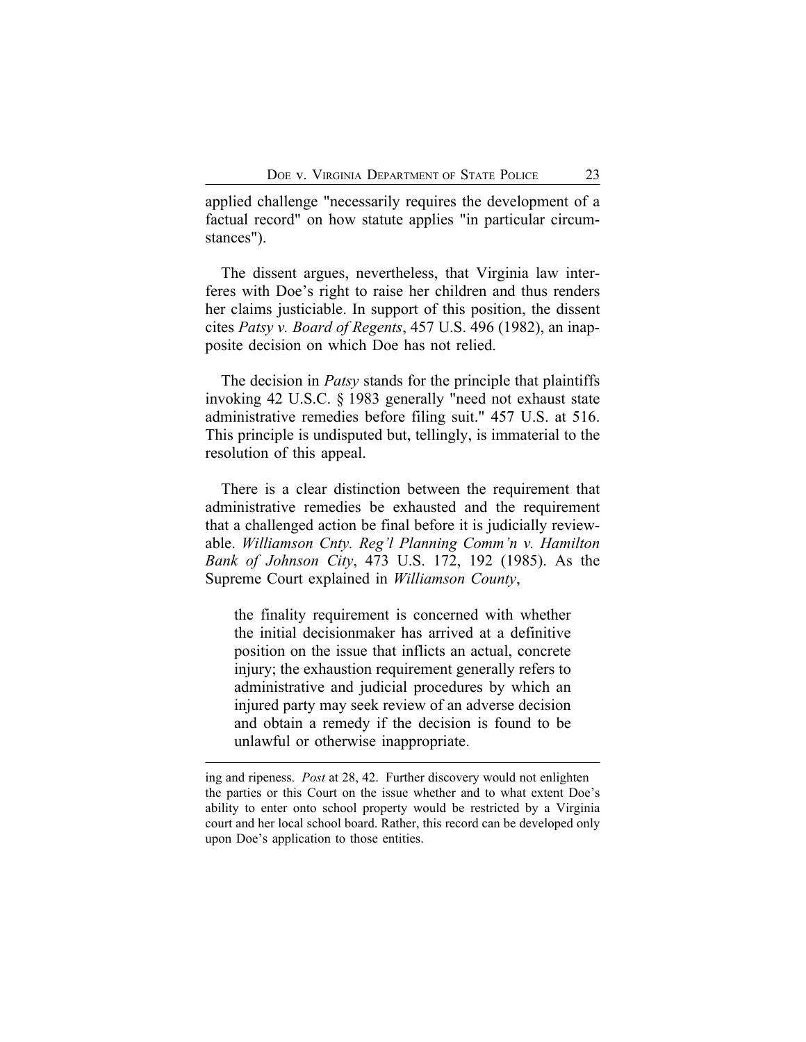applied challenge "necessarily requires the development of a factual record" on how statute applies "in particular circumstances").

The dissent argues, nevertheless, that Virginia law interferes with Doe's right to raise her children and thus renders her claims justiciable. In support of this position, the dissent cites *Patsy v. Board of Regents*, 457 U.S. 496 (1982), an inapposite decision on which Doe has not relied.

The decision in *Patsy* stands for the principle that plaintiffs invoking 42 U.S.C. § 1983 generally "need not exhaust state administrative remedies before filing suit." 457 U.S. at 516. This principle is undisputed but, tellingly, is immaterial to the resolution of this appeal.

There is a clear distinction between the requirement that administrative remedies be exhausted and the requirement that a challenged action be final before it is judicially reviewable. *Williamson Cnty. Reg'l Planning Comm'n v. Hamilton Bank of Johnson City*, 473 U.S. 172, 192 (1985). As the Supreme Court explained in *Williamson County*,

> the finality requirement is concerned with whether the initial decisionmaker has arrived at a definitive position on the issue that inflicts an actual, concrete injury; the exhaustion requirement generally refers to administrative and judicial procedures by which an injured party may seek review of an adverse decision and obtain a remedy if the decision is found to be unlawful or otherwise inappropriate.

---

ing and ripeness. *Post* at 28, 42. Further discovery would not enlighten the parties or this Court on the issue whether and to what extent Doe's ability to enter onto school property would be restricted by a Virginia court and her local school board. Rather, this record can be developed only upon Doe's application to those entities.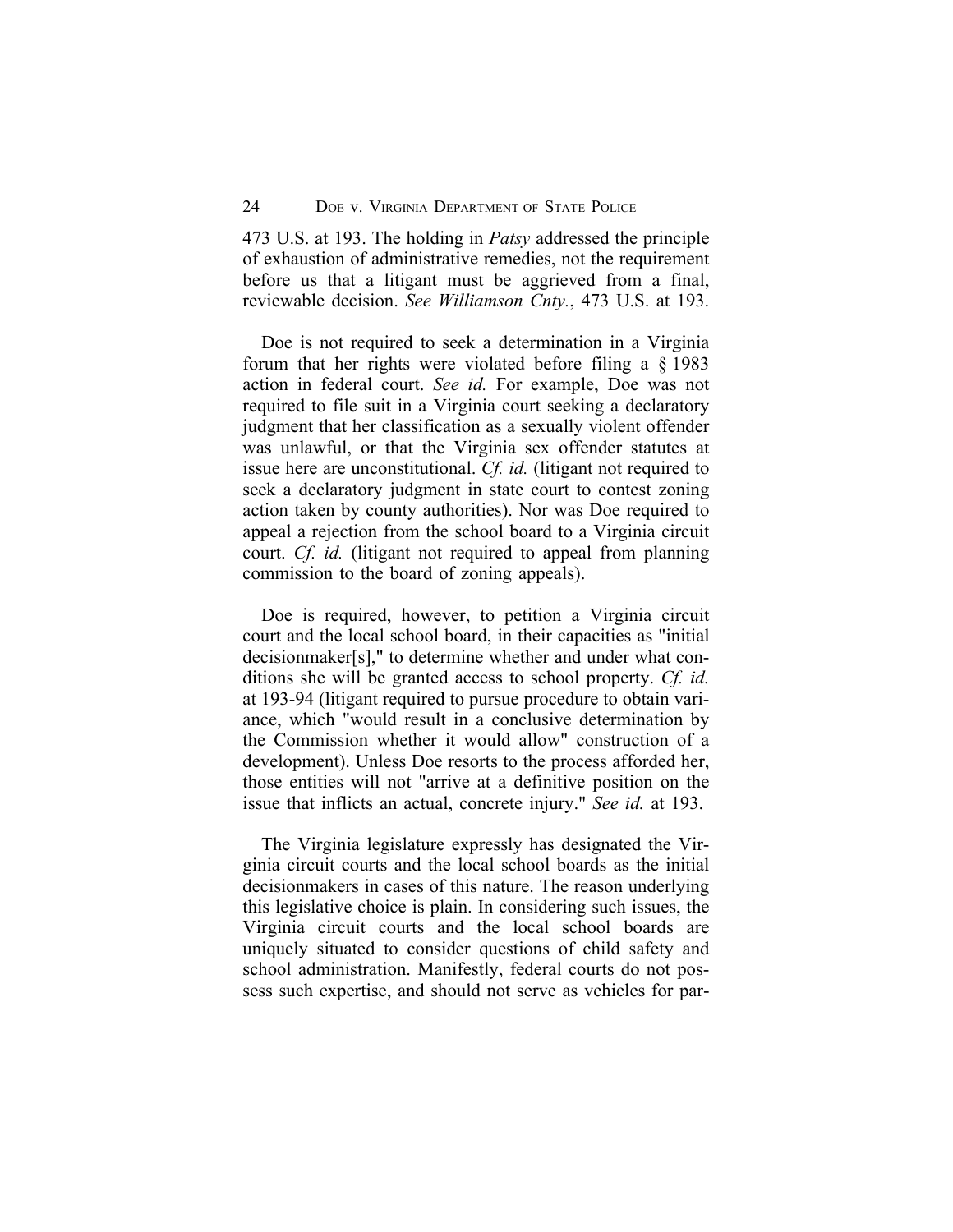473 U.S. at 193. The holding in *Patsy* addressed the principle of exhaustion of administrative remedies, not the requirement before us that a litigant must be aggrieved from a final, reviewable decision. *See Williamson Cnty.*, 473 U.S. at 193.

Doe is not required to seek a determination in a Virginia forum that her rights were violated before filing a § 1983 action in federal court. *See id.* For example, Doe was not required to file suit in a Virginia court seeking a declaratory judgment that her classification as a sexually violent offender was unlawful, or that the Virginia sex offender statutes at issue here are unconstitutional. *Cf. id.* (litigant not required to seek a declaratory judgment in state court to contest zoning action taken by county authorities). Nor was Doe required to appeal a rejection from the school board to a Virginia circuit court. *Cf. id.* (litigant not required to appeal from planning commission to the board of zoning appeals).

Doe is required, however, to petition a Virginia circuit court and the local school board, in their capacities as "initial decisionmaker[s]," to determine whether and under what conditions she will be granted access to school property. *Cf. id.* at 193-94 (litigant required to pursue procedure to obtain variance, which "would result in a conclusive determination by the Commission whether it would allow" construction of a development). Unless Doe resorts to the process afforded her, those entities will not "arrive at a definitive position on the issue that inflicts an actual, concrete injury." *See id.* at 193.

The Virginia legislature expressly has designated the Virginia circuit courts and the local school boards as the initial decisionmakers in cases of this nature. The reason underlying this legislative choice is plain. In considering such issues, the Virginia circuit courts and the local school boards are uniquely situated to consider questions of child safety and school administration. Manifestly, federal courts do not possess such expertise, and should not serve as vehicles for par-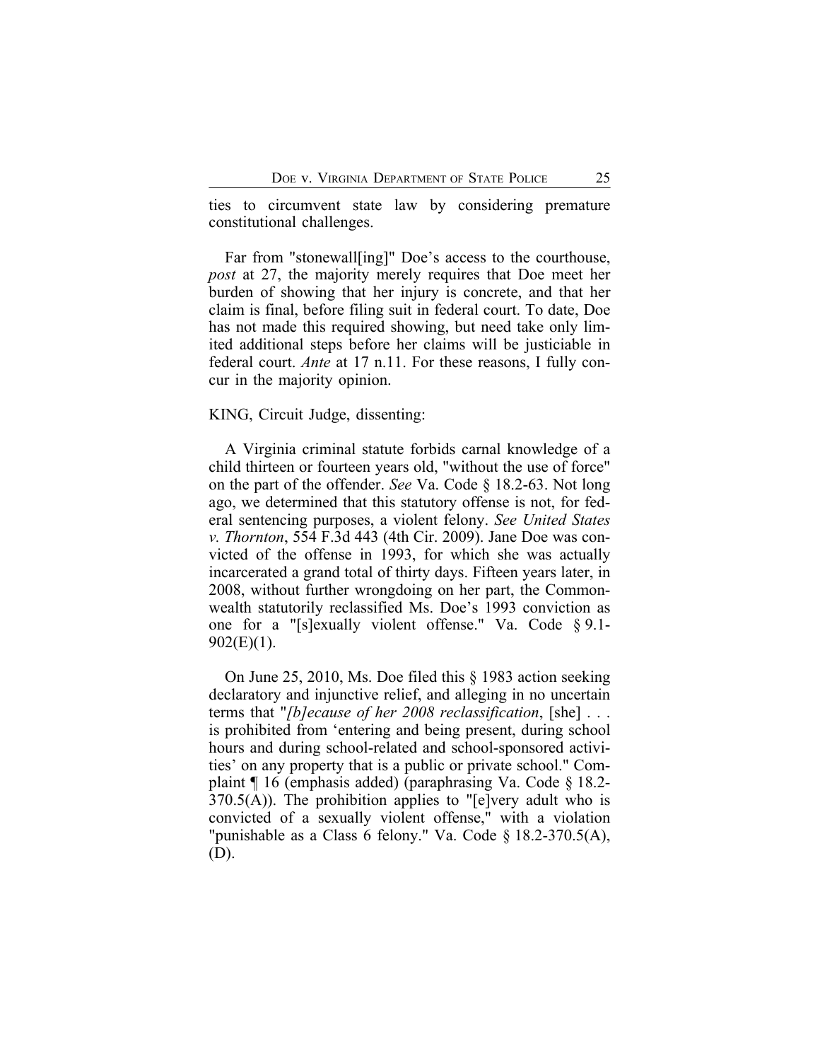ties to circumvent state law by considering premature constitutional challenges.

Far from "stonewall[ing]" Doe's access to the courthouse, *post* at 27, the majority merely requires that Doe meet her burden of showing that her injury is concrete, and that her claim is final, before filing suit in federal court. To date, Doe has not made this required showing, but need take only limited additional steps before her claims will be justiciable in federal court. *Ante* at 17 n.11. For these reasons, I fully concur in the majority opinion.

KING, Circuit Judge, dissenting:

A Virginia criminal statute forbids carnal knowledge of a child thirteen or fourteen years old, "without the use of force" on the part of the offender. *See* Va. Code § 18.2-63. Not long ago, we determined that this statutory offense is not, for federal sentencing purposes, a violent felony. *See United States v. Thornton*, 554 F.3d 443 (4th Cir. 2009). Jane Doe was convicted of the offense in 1993, for which she was actually incarcerated a grand total of thirty days. Fifteen years later, in 2008, without further wrongdoing on her part, the Commonwealth statutorily reclassified Ms. Doe's 1993 conviction as one for a "[s]exually violent offense." Va. Code § 9.1-902(E)(1).

On June 25, 2010, Ms. Doe filed this § 1983 action seeking declaratory and injunctive relief, and alleging in no uncertain terms that "*[b]ecause of her 2008 reclassification*, [she] . . . is prohibited from 'entering and being present, during school hours and during school-related and school-sponsored activities' on any property that is a public or private school." Complaint ¶ 16 (emphasis added) (paraphrasing Va. Code § 18.2-370.5(A)). The prohibition applies to "[e]very adult who is convicted of a sexually violent offense," with a violation "punishable as a Class 6 felony." Va. Code § 18.2-370.5(A), (D).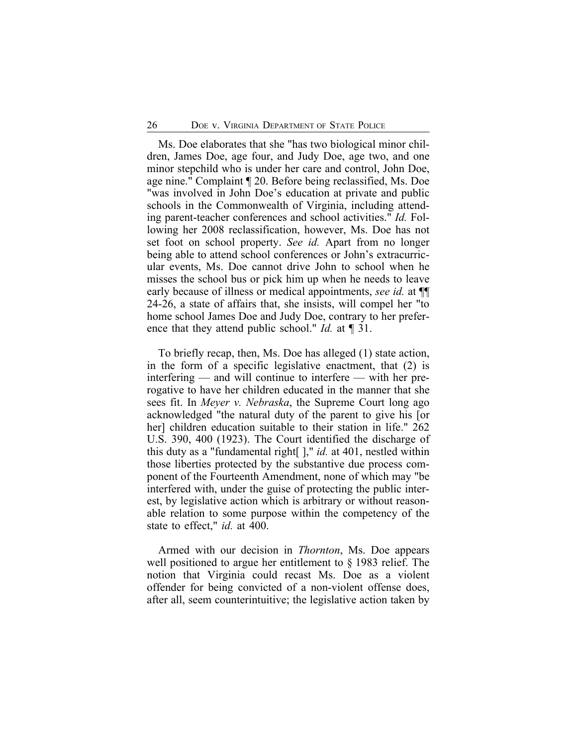Ms. Doe elaborates that she "has two biological minor children, James Doe, age four, and Judy Doe, age two, and one minor stepchild who is under her care and control, John Doe, age nine." Complaint ¶ 20. Before being reclassified, Ms. Doe "was involved in John Doe's education at private and public schools in the Commonwealth of Virginia, including attending parent-teacher conferences and school activities." *Id.* Following her 2008 reclassification, however, Ms. Doe has not set foot on school property. *See id.* Apart from no longer being able to attend school conferences or John's extracurricular events, Ms. Doe cannot drive John to school when he misses the school bus or pick him up when he needs to leave early because of illness or medical appointments, *see id.* at ¶¶ 24-26, a state of affairs that, she insists, will compel her "to home school James Doe and Judy Doe, contrary to her preference that they attend public school." *Id.* at ¶ 31.

To briefly recap, then, Ms. Doe has alleged (1) state action, in the form of a specific legislative enactment, that (2) is interfering — and will continue to interfere — with her prerogative to have her children educated in the manner that she sees fit. In *Meyer v. Nebraska*, the Supreme Court long ago acknowledged "the natural duty of the parent to give his [or her] children education suitable to their station in life." 262 U.S. 390, 400 (1923). The Court identified the discharge of this duty as a "fundamental right[ ]," *id.* at 401, nestled within those liberties protected by the substantive due process component of the Fourteenth Amendment, none of which may "be interfered with, under the guise of protecting the public interest, by legislative action which is arbitrary or without reasonable relation to some purpose within the competency of the state to effect," *id.* at 400.

Armed with our decision in *Thornton*, Ms. Doe appears well positioned to argue her entitlement to § 1983 relief. The notion that Virginia could recast Ms. Doe as a violent offender for being convicted of a non-violent offense does, after all, seem counterintuitive; the legislative action taken by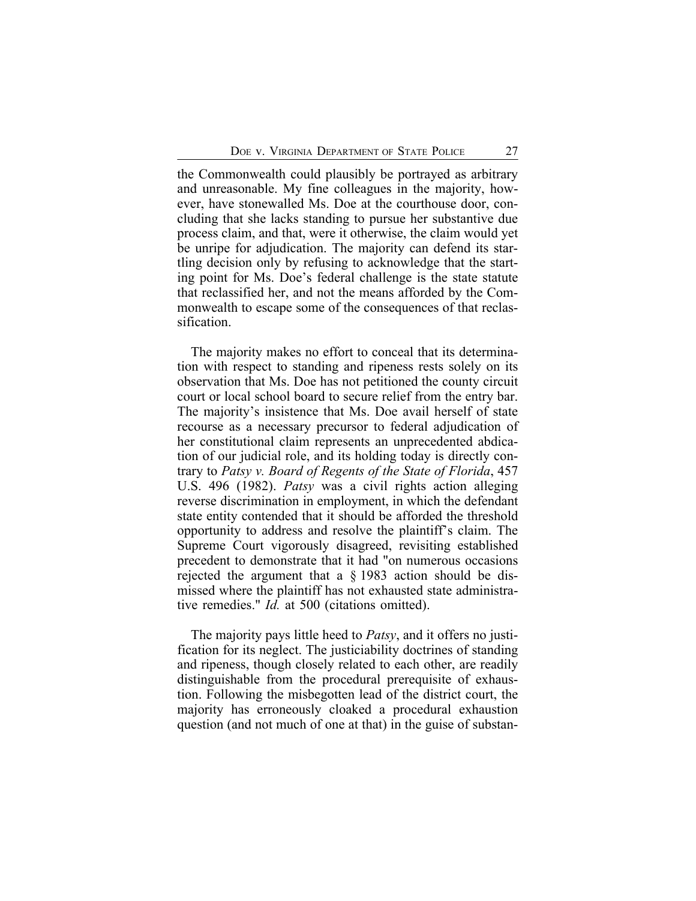the Commonwealth could plausibly be portrayed as arbitrary and unreasonable. My fine colleagues in the majority, however, have stonewalled Ms. Doe at the courthouse door, concluding that she lacks standing to pursue her substantive due process claim, and that, were it otherwise, the claim would yet be unripe for adjudication. The majority can defend its startling decision only by refusing to acknowledge that the starting point for Ms. Doe's federal challenge is the state statute that reclassified her, and not the means afforded by the Commonwealth to escape some of the consequences of that reclassification.

The majority makes no effort to conceal that its determination with respect to standing and ripeness rests solely on its observation that Ms. Doe has not petitioned the county circuit court or local school board to secure relief from the entry bar. The majority's insistence that Ms. Doe avail herself of state recourse as a necessary precursor to federal adjudication of her constitutional claim represents an unprecedented abdication of our judicial role, and its holding today is directly contrary to *Patsy v. Board of Regents of the State of Florida*, 457 U.S. 496 (1982). *Patsy* was a civil rights action alleging reverse discrimination in employment, in which the defendant state entity contended that it should be afforded the threshold opportunity to address and resolve the plaintiff's claim. The Supreme Court vigorously disagreed, revisiting established precedent to demonstrate that it had "on numerous occasions rejected the argument that a § 1983 action should be dismissed where the plaintiff has not exhausted state administrative remedies." *Id.* at 500 (citations omitted).

The majority pays little heed to *Patsy*, and it offers no justification for its neglect. The justiciability doctrines of standing and ripeness, though closely related to each other, are readily distinguishable from the procedural prerequisite of exhaustion. Following the misbegotten lead of the district court, the majority has erroneously cloaked a procedural exhaustion question (and not much of one at that) in the guise of substan-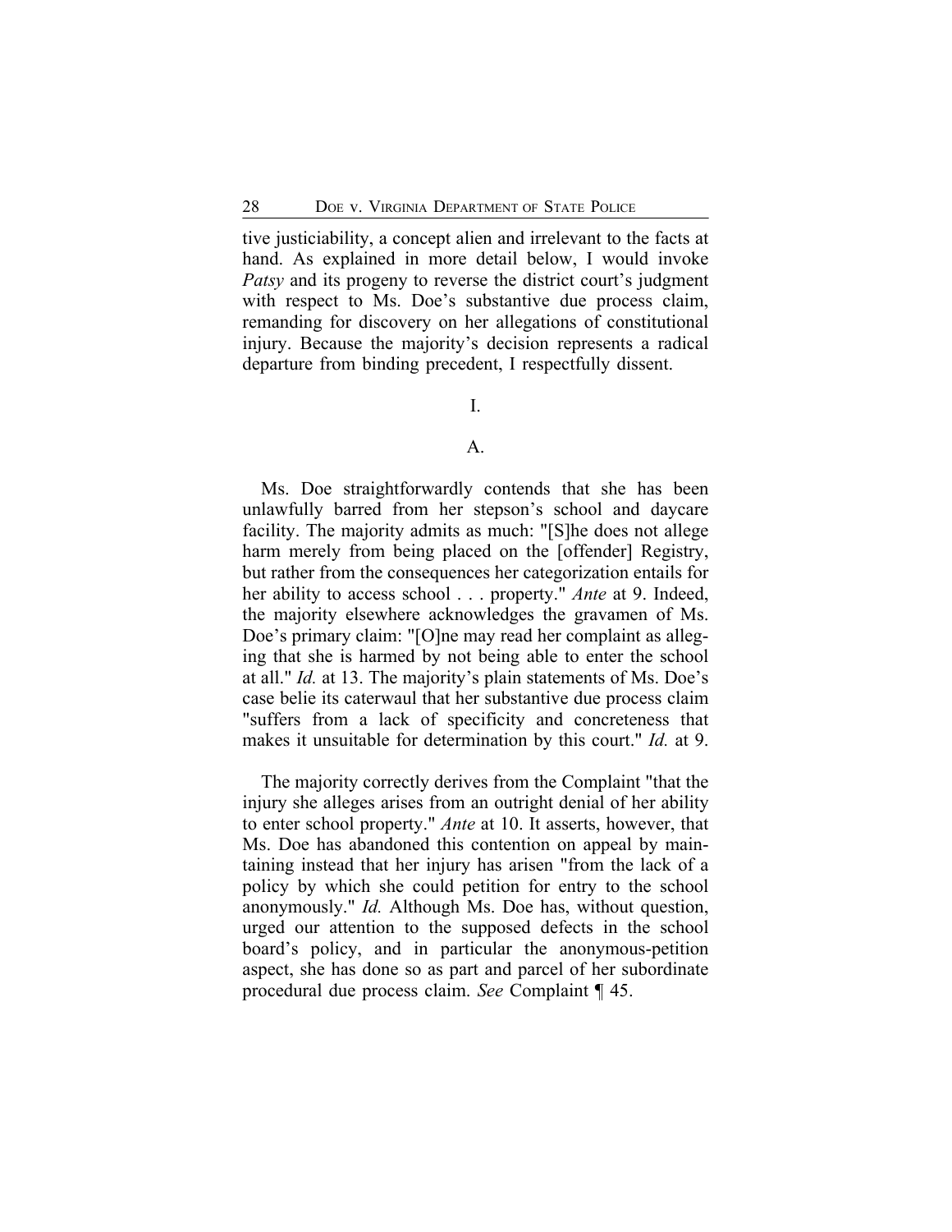tive justiciability, a concept alien and irrelevant to the facts at hand. As explained in more detail below, I would invoke *Patsy* and its progeny to reverse the district court's judgment with respect to Ms. Doe's substantive due process claim, remanding for discovery on her allegations of constitutional injury. Because the majority's decision represents a radical departure from binding precedent, I respectfully dissent.

I.

A.

Ms. Doe straightforwardly contends that she has been unlawfully barred from her stepson's school and daycare facility. The majority admits as much: "[S]he does not allege harm merely from being placed on the [offender] Registry, but rather from the consequences her categorization entails for her ability to access school . . . property." *Ante* at 9. Indeed, the majority elsewhere acknowledges the gravamen of Ms. Doe's primary claim: "[O]ne may read her complaint as alleging that she is harmed by not being able to enter the school at all." *Id.* at 13. The majority's plain statements of Ms. Doe's case belie its caterwaul that her substantive due process claim "suffers from a lack of specificity and concreteness that makes it unsuitable for determination by this court." *Id.* at 9.

The majority correctly derives from the Complaint "that the injury she alleges arises from an outright denial of her ability to enter school property." *Ante* at 10. It asserts, however, that Ms. Doe has abandoned this contention on appeal by maintaining instead that her injury has arisen "from the lack of a policy by which she could petition for entry to the school anonymously." *Id.* Although Ms. Doe has, without question, urged our attention to the supposed defects in the school board's policy, and in particular the anonymous-petition aspect, she has done so as part and parcel of her subordinate procedural due process claim. *See* Complaint ¶ 45.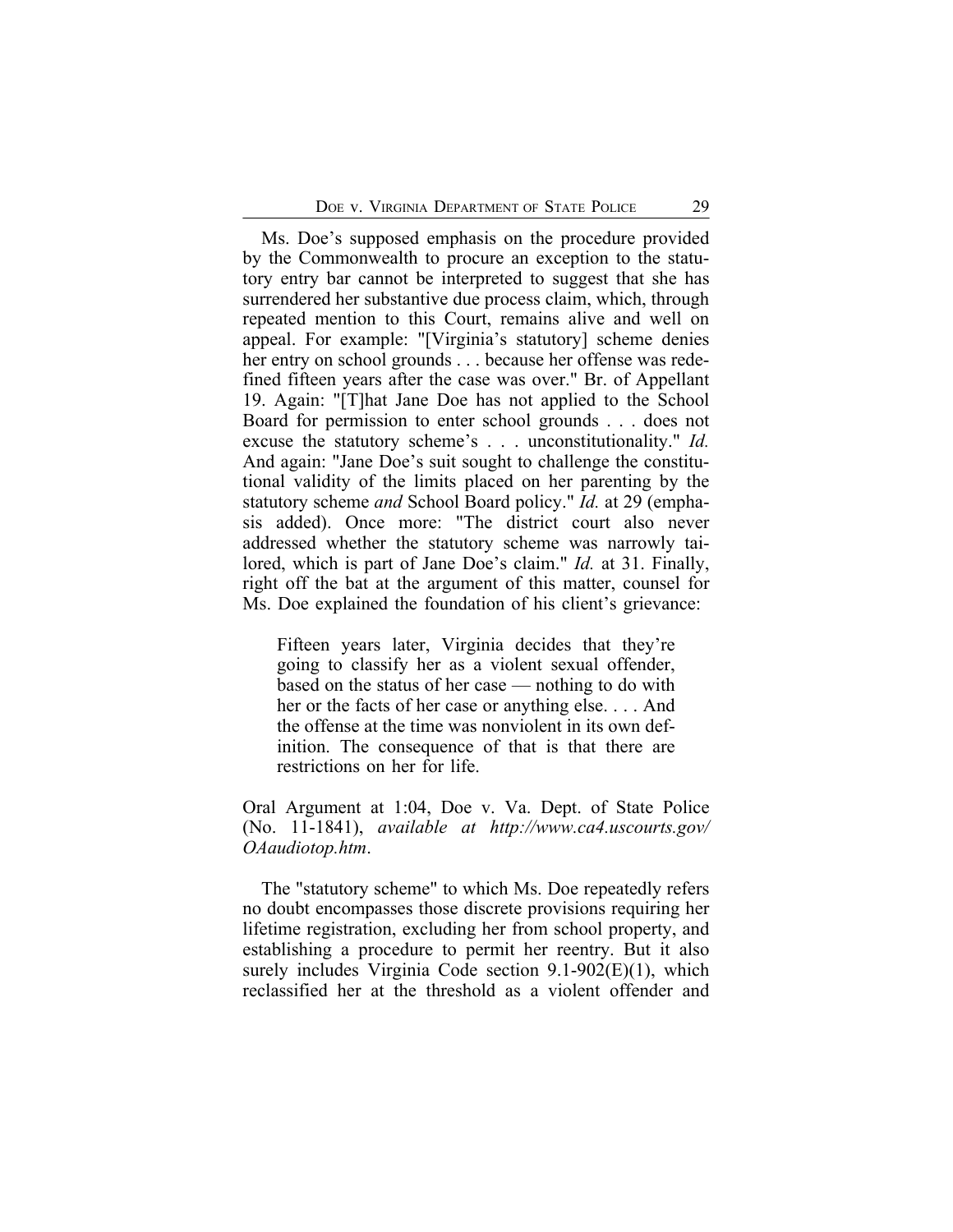Ms. Doe's supposed emphasis on the procedure provided by the Commonwealth to procure an exception to the statutory entry bar cannot be interpreted to suggest that she has surrendered her substantive due process claim, which, through repeated mention to this Court, remains alive and well on appeal. For example: "[Virginia's statutory] scheme denies her entry on school grounds . . . because her offense was redefined fifteen years after the case was over." Br. of Appellant 19. Again: "[T]hat Jane Doe has not applied to the School Board for permission to enter school grounds . . . does not excuse the statutory scheme's . . . unconstitutionality." *Id.* And again: "Jane Doe's suit sought to challenge the constitutional validity of the limits placed on her parenting by the statutory scheme *and* School Board policy." *Id.* at 29 (emphasis added). Once more: "The district court also never addressed whether the statutory scheme was narrowly tailored, which is part of Jane Doe's claim." *Id.* at 31. Finally, right off the bat at the argument of this matter, counsel for Ms. Doe explained the foundation of his client's grievance:

> Fifteen years later, Virginia decides that they're going to classify her as a violent sexual offender, based on the status of her case — nothing to do with her or the facts of her case or anything else. . . . And the offense at the time was nonviolent in its own definition. The consequence of that is that there are restrictions on her for life.

Oral Argument at 1:04, Doe v. Va. Dept. of State Police (No. 11-1841), *available at http://www.ca4.uscourts.gov/OAaudiotop.htm*.

The "statutory scheme" to which Ms. Doe repeatedly refers no doubt encompasses those discrete provisions requiring her lifetime registration, excluding her from school property, and establishing a procedure to permit her reentry. But it also surely includes Virginia Code section 9.1-902(E)(1), which reclassified her at the threshold as a violent offender and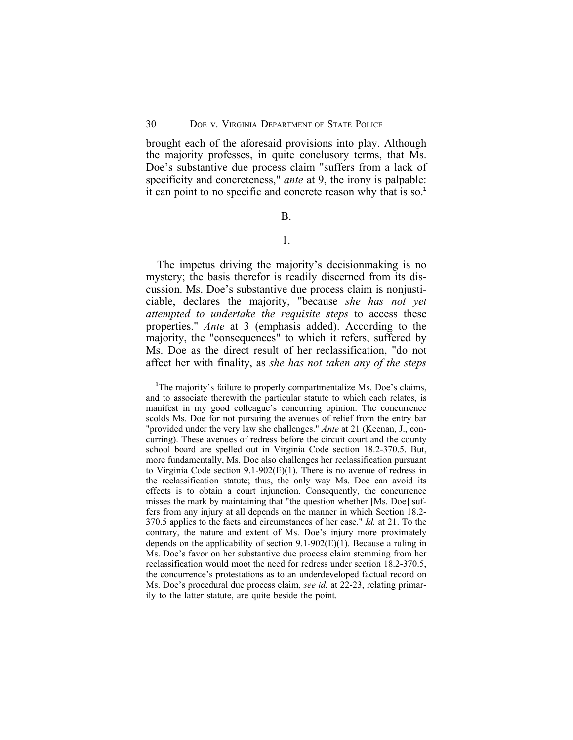brought each of the aforesaid provisions into play. Although the majority professes, in quite conclusory terms, that Ms. Doe's substantive due process claim "suffers from a lack of specificity and concreteness," *ante* at 9, the irony is palpable: it can point to no specific and concrete reason why that is so.[1]

B.

1.

The impetus driving the majority's decisionmaking is no mystery; the basis therefor is readily discerned from its discussion. Ms. Doe's substantive due process claim is nonjusticiable, declares the majority, "because *she has not yet attempted to undertake the requisite steps* to access these properties." *Ante* at 3 (emphasis added). According to the majority, the "consequences" to which it refers, suffered by Ms. Doe as the direct result of her reclassification, "do not affect her with finality, as *she has not taken any of the steps*

[1]The majority's failure to properly compartmentalize Ms. Doe's claims, and to associate therewith the particular statute to which each relates, is manifest in my good colleague's concurring opinion. The concurrence scolds Ms. Doe for not pursuing the avenues of relief from the entry bar "provided under the very law she challenges." *Ante* at 21 (Keenan, J., concurring). These avenues of redress before the circuit court and the county school board are spelled out in Virginia Code section 18.2-370.5. But, more fundamentally, Ms. Doe also challenges her reclassification pursuant to Virginia Code section 9.1-902(E)(1). There is no avenue of redress in the reclassification statute; thus, the only way Ms. Doe can avoid its effects is to obtain a court injunction. Consequently, the concurrence misses the mark by maintaining that "the question whether [Ms. Doe] suffers from any injury at all depends on the manner in which Section 18.2-370.5 applies to the facts and circumstances of her case." *Id.* at 21. To the contrary, the nature and extent of Ms. Doe's injury more proximately depends on the applicability of section 9.1-902(E)(1). Because a ruling in Ms. Doe's favor on her substantive due process claim stemming from her reclassification would moot the need for redress under section 18.2-370.5, the concurrence's protestations as to an underdeveloped factual record on Ms. Doe's procedural due process claim, *see id.* at 22-23, relating primarily to the latter statute, are quite beside the point.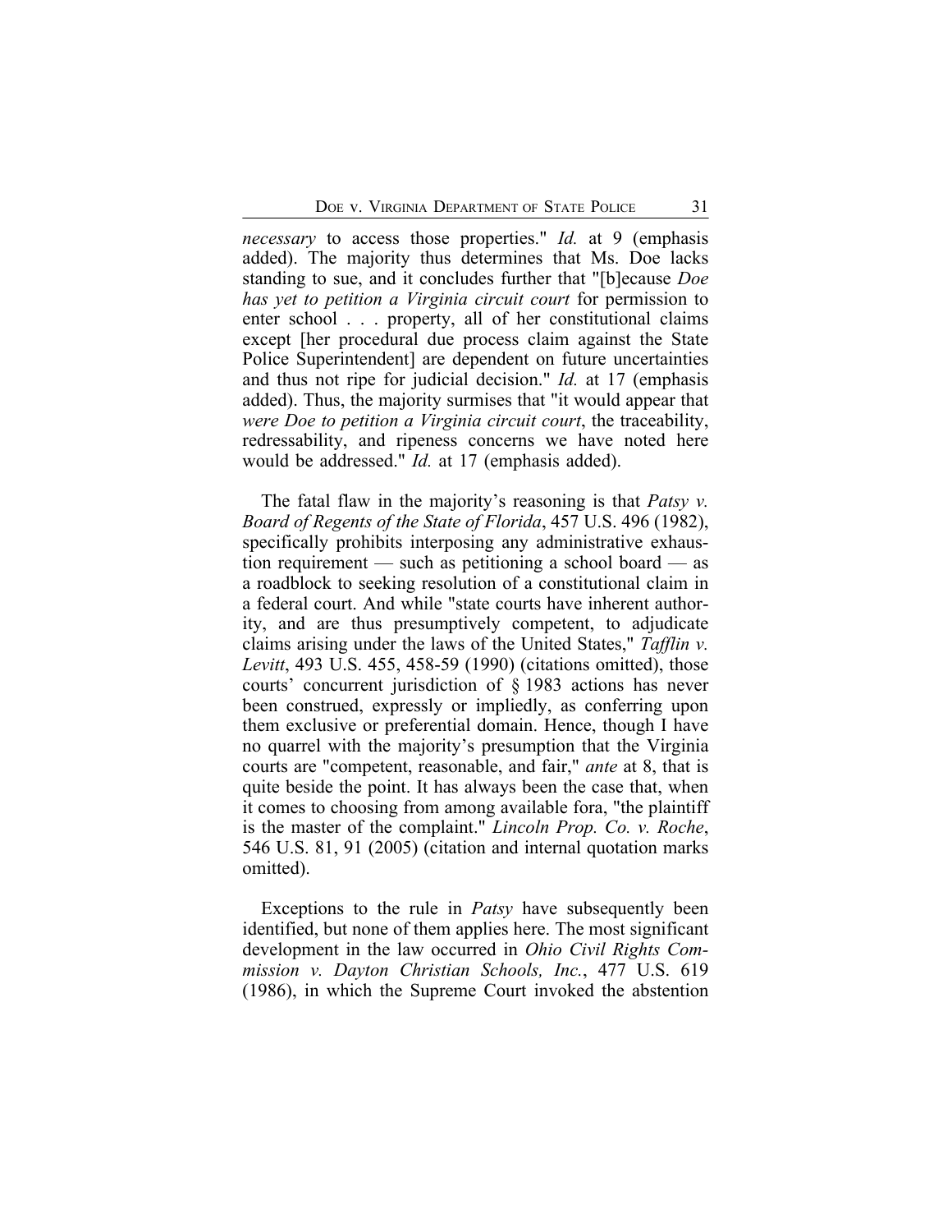*necessary* to access those properties." *Id.* at 9 (emphasis added). The majority thus determines that Ms. Doe lacks standing to sue, and it concludes further that "[b]ecause *Doe has yet to petition a Virginia circuit court* for permission to enter school . . . property, all of her constitutional claims except [her procedural due process claim against the State Police Superintendent] are dependent on future uncertainties and thus not ripe for judicial decision." *Id.* at 17 (emphasis added). Thus, the majority surmises that "it would appear that *were Doe to petition a Virginia circuit court*, the traceability, redressability, and ripeness concerns we have noted here would be addressed." *Id.* at 17 (emphasis added).

The fatal flaw in the majority's reasoning is that *Patsy v. Board of Regents of the State of Florida*, 457 U.S. 496 (1982), specifically prohibits interposing any administrative exhaustion requirement — such as petitioning a school board — as a roadblock to seeking resolution of a constitutional claim in a federal court. And while "state courts have inherent authority, and are thus presumptively competent, to adjudicate claims arising under the laws of the United States," *Tafflin v. Levitt*, 493 U.S. 455, 458-59 (1990) (citations omitted), those courts' concurrent jurisdiction of § 1983 actions has never been construed, expressly or impliedly, as conferring upon them exclusive or preferential domain. Hence, though I have no quarrel with the majority's presumption that the Virginia courts are "competent, reasonable, and fair," *ante* at 8, that is quite beside the point. It has always been the case that, when it comes to choosing from among available fora, "the plaintiff is the master of the complaint." *Lincoln Prop. Co. v. Roche*, 546 U.S. 81, 91 (2005) (citation and internal quotation marks omitted).

Exceptions to the rule in *Patsy* have subsequently been identified, but none of them applies here. The most significant development in the law occurred in *Ohio Civil Rights Commission v. Dayton Christian Schools, Inc.*, 477 U.S. 619 (1986), in which the Supreme Court invoked the abstention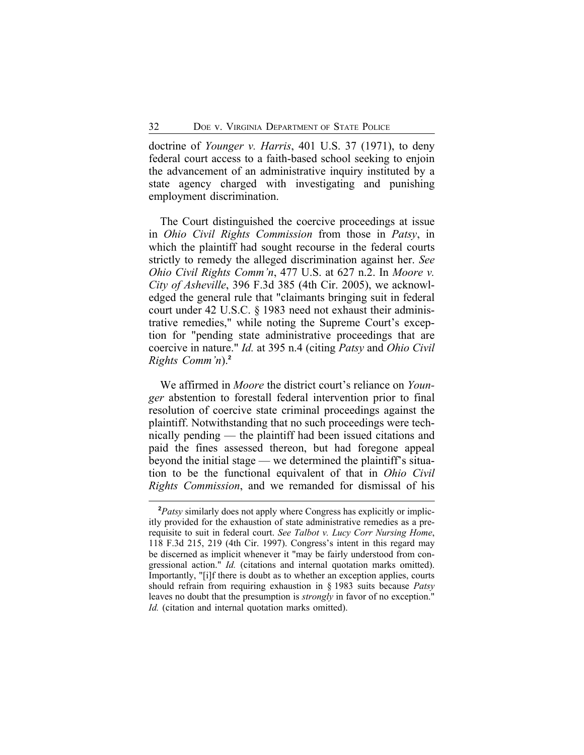doctrine of *Younger v. Harris*, 401 U.S. 37 (1971), to deny federal court access to a faith-based school seeking to enjoin the advancement of an administrative inquiry instituted by a state agency charged with investigating and punishing employment discrimination.

The Court distinguished the coercive proceedings at issue in *Ohio Civil Rights Commission* from those in *Patsy*, in which the plaintiff had sought recourse in the federal courts strictly to remedy the alleged discrimination against her. *See Ohio Civil Rights Comm'n*, 477 U.S. at 627 n.2. In *Moore v. City of Asheville*, 396 F.3d 385 (4th Cir. 2005), we acknowledged the general rule that "claimants bringing suit in federal court under 42 U.S.C. § 1983 need not exhaust their administrative remedies," while noting the Supreme Court's exception for "pending state administrative proceedings that are coercive in nature." *Id.* at 395 n.4 (citing *Patsy* and *Ohio Civil Rights Comm'n*).[2]

We affirmed in *Moore* the district court's reliance on *Younger* abstention to forestall federal intervention prior to final resolution of coercive state criminal proceedings against the plaintiff. Notwithstanding that no such proceedings were technically pending — the plaintiff had been issued citations and paid the fines assessed thereon, but had foregone appeal beyond the initial stage — we determined the plaintiff's situation to be the functional equivalent of that in *Ohio Civil Rights Commission*, and we remanded for dismissal of his

---

[2]*Patsy* similarly does not apply where Congress has explicitly or implicitly provided for the exhaustion of state administrative remedies as a prerequisite to suit in federal court. *See Talbot v. Lucy Corr Nursing Home*, 118 F.3d 215, 219 (4th Cir. 1997). Congress's intent in this regard may be discerned as implicit whenever it "may be fairly understood from congressional action." *Id.* (citations and internal quotation marks omitted). Importantly, "[i]f there is doubt as to whether an exception applies, courts should refrain from requiring exhaustion in § 1983 suits because *Patsy* leaves no doubt that the presumption is *strongly* in favor of no exception." *Id.* (citation and internal quotation marks omitted).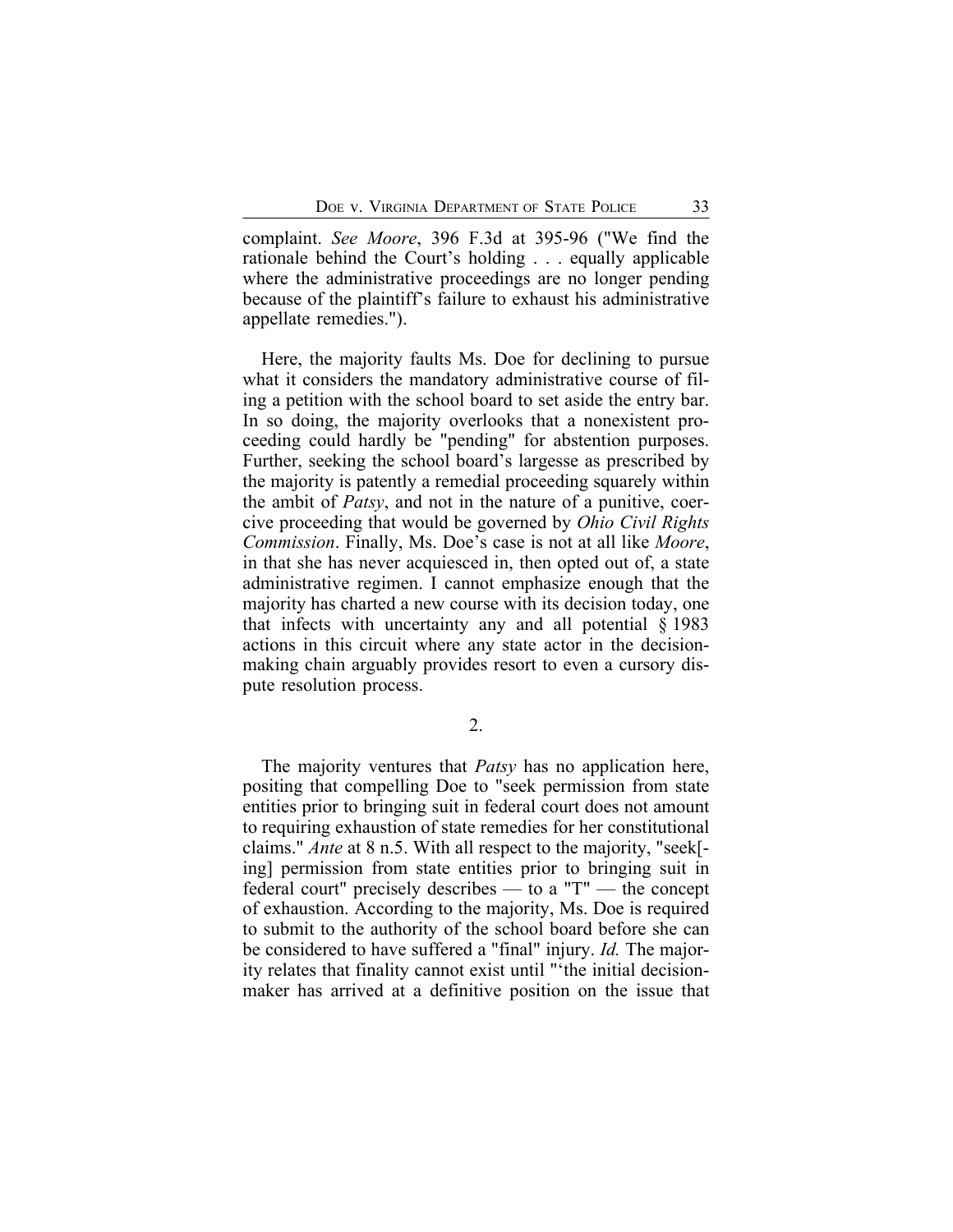complaint. *See Moore*, 396 F.3d at 395-96 ("We find the rationale behind the Court's holding . . . equally applicable where the administrative proceedings are no longer pending because of the plaintiff's failure to exhaust his administrative appellate remedies.").

Here, the majority faults Ms. Doe for declining to pursue what it considers the mandatory administrative course of filing a petition with the school board to set aside the entry bar. In so doing, the majority overlooks that a nonexistent proceeding could hardly be "pending" for abstention purposes. Further, seeking the school board's largesse as prescribed by the majority is patently a remedial proceeding squarely within the ambit of *Patsy*, and not in the nature of a punitive, coercive proceeding that would be governed by *Ohio Civil Rights Commission*. Finally, Ms. Doe's case is not at all like *Moore*, in that she has never acquiesced in, then opted out of, a state administrative regimen. I cannot emphasize enough that the majority has charted a new course with its decision today, one that infects with uncertainty any and all potential § 1983 actions in this circuit where any state actor in the decision-making chain arguably provides resort to even a cursory dispute resolution process.

2.

The majority ventures that *Patsy* has no application here, positing that compelling Doe to "seek permission from state entities prior to bringing suit in federal court does not amount to requiring exhaustion of state remedies for her constitutional claims." *Ante* at 8 n.5. With all respect to the majority, "seek[-ing] permission from state entities prior to bringing suit in federal court" precisely describes — to a "T" — the concept of exhaustion. According to the majority, Ms. Doe is required to submit to the authority of the school board before she can be considered to have suffered a "final" injury. *Id.* The majority relates that finality cannot exist until "'the initial decision-maker has arrived at a definitive position on the issue that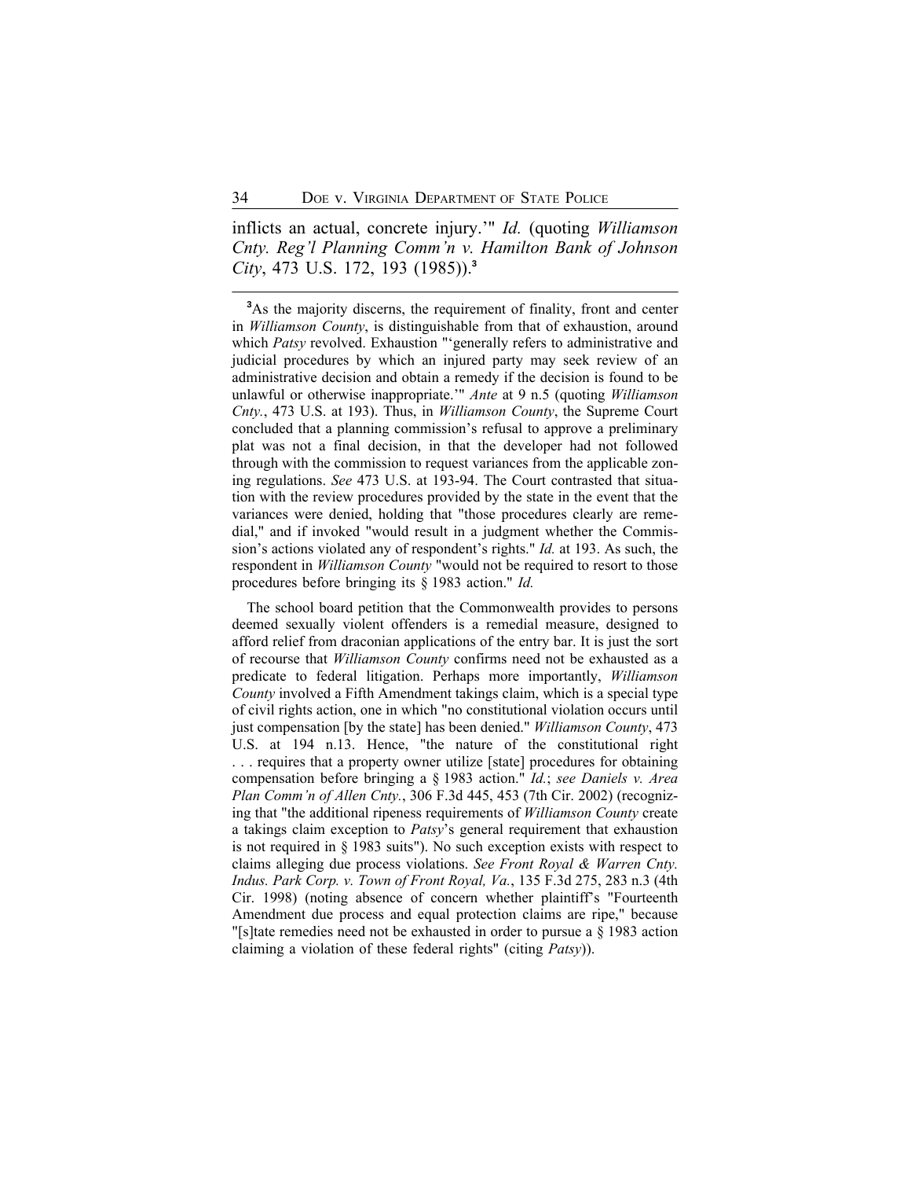inflicts an actual, concrete injury.'" *Id.* (quoting *Williamson Cnty. Reg'l Planning Comm'n v. Hamilton Bank of Johnson City*, 473 U.S. 172, 193 (1985)).[3]

[3]As the majority discerns, the requirement of finality, front and center in *Williamson County*, is distinguishable from that of exhaustion, around which *Patsy* revolved. Exhaustion "'generally refers to administrative and judicial procedures by which an injured party may seek review of an administrative decision and obtain a remedy if the decision is found to be unlawful or otherwise inappropriate.'" *Ante* at 9 n.5 (quoting *Williamson Cnty.*, 473 U.S. at 193). Thus, in *Williamson County*, the Supreme Court concluded that a planning commission's refusal to approve a preliminary plat was not a final decision, in that the developer had not followed through with the commission to request variances from the applicable zoning regulations. *See* 473 U.S. at 193-94. The Court contrasted that situation with the review procedures provided by the state in the event that the variances were denied, holding that "those procedures clearly are remedial," and if invoked "would result in a judgment whether the Commission's actions violated any of respondent's rights." *Id.* at 193. As such, the respondent in *Williamson County* "would not be required to resort to those procedures before bringing its § 1983 action." *Id.*

The school board petition that the Commonwealth provides to persons deemed sexually violent offenders is a remedial measure, designed to afford relief from draconian applications of the entry bar. It is just the sort of recourse that *Williamson County* confirms need not be exhausted as a predicate to federal litigation. Perhaps more importantly, *Williamson County* involved a Fifth Amendment takings claim, which is a special type of civil rights action, one in which "no constitutional violation occurs until just compensation [by the state] has been denied." *Williamson County*, 473 U.S. at 194 n.13. Hence, "the nature of the constitutional right . . . requires that a property owner utilize [state] procedures for obtaining compensation before bringing a § 1983 action." *Id.*; *see Daniels v. Area Plan Comm'n of Allen Cnty.*, 306 F.3d 445, 453 (7th Cir. 2002) (recognizing that "the additional ripeness requirements of *Williamson County* create a takings claim exception to *Patsy*'s general requirement that exhaustion is not required in § 1983 suits"). No such exception exists with respect to claims alleging due process violations. *See Front Royal & Warren Cnty. Indus. Park Corp. v. Town of Front Royal, Va.*, 135 F.3d 275, 283 n.3 (4th Cir. 1998) (noting absence of concern whether plaintiff's "Fourteenth Amendment due process and equal protection claims are ripe," because "[s]tate remedies need not be exhausted in order to pursue a § 1983 action claiming a violation of these federal rights" (citing *Patsy*)).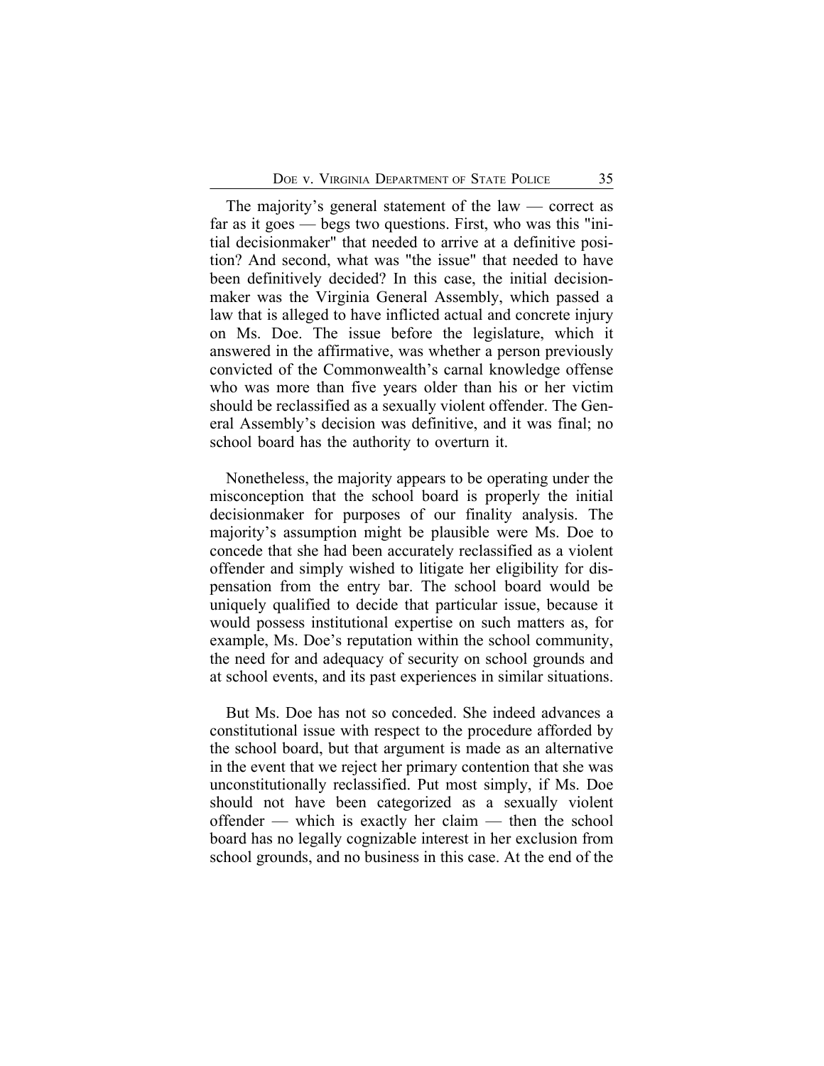The majority's general statement of the law — correct as far as it goes — begs two questions. First, who was this "initial decisionmaker" that needed to arrive at a definitive position? And second, what was "the issue" that needed to have been definitively decided? In this case, the initial decisionmaker was the Virginia General Assembly, which passed a law that is alleged to have inflicted actual and concrete injury on Ms. Doe. The issue before the legislature, which it answered in the affirmative, was whether a person previously convicted of the Commonwealth's carnal knowledge offense who was more than five years older than his or her victim should be reclassified as a sexually violent offender. The General Assembly's decision was definitive, and it was final; no school board has the authority to overturn it.

Nonetheless, the majority appears to be operating under the misconception that the school board is properly the initial decisionmaker for purposes of our finality analysis. The majority's assumption might be plausible were Ms. Doe to concede that she had been accurately reclassified as a violent offender and simply wished to litigate her eligibility for dispensation from the entry bar. The school board would be uniquely qualified to decide that particular issue, because it would possess institutional expertise on such matters as, for example, Ms. Doe's reputation within the school community, the need for and adequacy of security on school grounds and at school events, and its past experiences in similar situations.

But Ms. Doe has not so conceded. She indeed advances a constitutional issue with respect to the procedure afforded by the school board, but that argument is made as an alternative in the event that we reject her primary contention that she was unconstitutionally reclassified. Put most simply, if Ms. Doe should not have been categorized as a sexually violent offender — which is exactly her claim — then the school board has no legally cognizable interest in her exclusion from school grounds, and no business in this case. At the end of the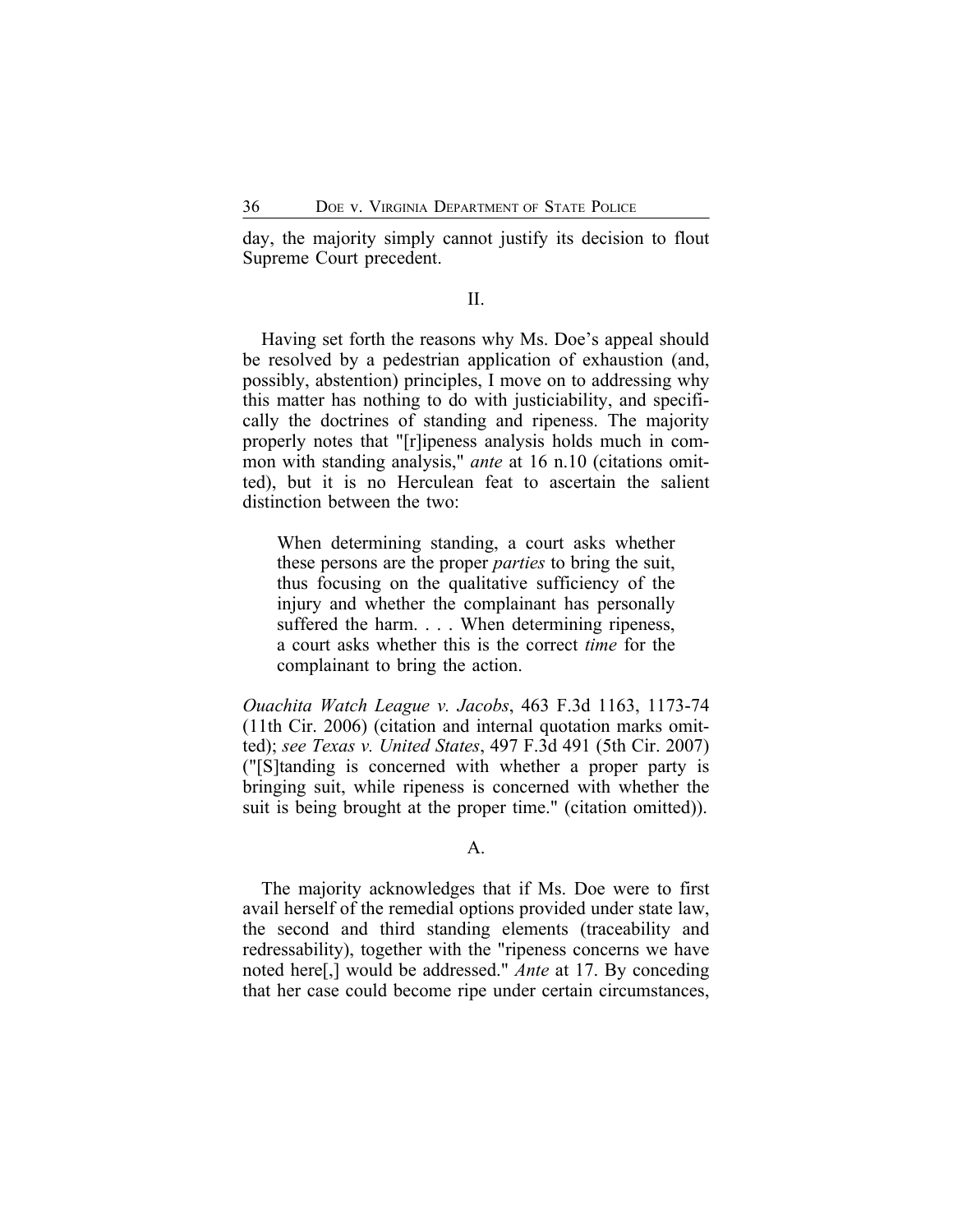day, the majority simply cannot justify its decision to flout Supreme Court precedent.

## II.

Having set forth the reasons why Ms. Doe's appeal should be resolved by a pedestrian application of exhaustion (and, possibly, abstention) principles, I move on to addressing why this matter has nothing to do with justiciability, and specifically the doctrines of standing and ripeness. The majority properly notes that "[r]ipeness analysis holds much in common with standing analysis," *ante* at 16 n.10 (citations omitted), but it is no Herculean feat to ascertain the salient distinction between the two:

> When determining standing, a court asks whether these persons are the proper *parties* to bring the suit, thus focusing on the qualitative sufficiency of the injury and whether the complainant has personally suffered the harm. . . . When determining ripeness, a court asks whether this is the correct *time* for the complainant to bring the action.

*Ouachita Watch League v. Jacobs*, 463 F.3d 1163, 1173-74 (11th Cir. 2006) (citation and internal quotation marks omitted); *see Texas v. United States*, 497 F.3d 491 (5th Cir. 2007) ("[S]tanding is concerned with whether a proper party is bringing suit, while ripeness is concerned with whether the suit is being brought at the proper time." (citation omitted)).

### A.

The majority acknowledges that if Ms. Doe were to first avail herself of the remedial options provided under state law, the second and third standing elements (traceability and redressability), together with the "ripeness concerns we have noted here[,] would be addressed." *Ante* at 17. By conceding that her case could become ripe under certain circumstances,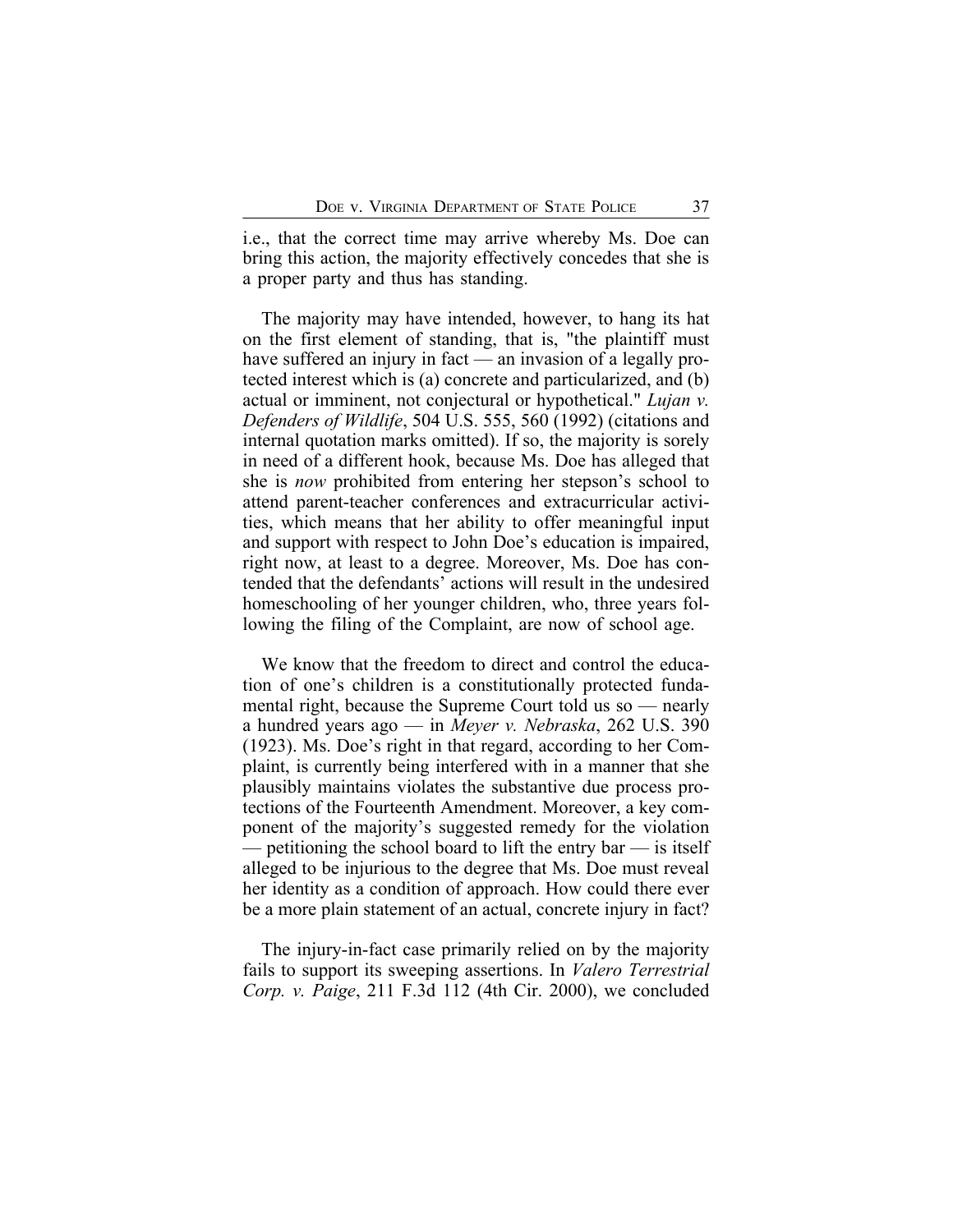i.e., that the correct time may arrive whereby Ms. Doe can bring this action, the majority effectively concedes that she is a proper party and thus has standing.

The majority may have intended, however, to hang its hat on the first element of standing, that is, "the plaintiff must have suffered an injury in fact — an invasion of a legally protected interest which is (a) concrete and particularized, and (b) actual or imminent, not conjectural or hypothetical." *Lujan v. Defenders of Wildlife*, 504 U.S. 555, 560 (1992) (citations and internal quotation marks omitted). If so, the majority is sorely in need of a different hook, because Ms. Doe has alleged that she is *now* prohibited from entering her stepson's school to attend parent-teacher conferences and extracurricular activities, which means that her ability to offer meaningful input and support with respect to John Doe's education is impaired, right now, at least to a degree. Moreover, Ms. Doe has contended that the defendants' actions will result in the undesired homeschooling of her younger children, who, three years following the filing of the Complaint, are now of school age.

We know that the freedom to direct and control the education of one's children is a constitutionally protected fundamental right, because the Supreme Court told us so — nearly a hundred years ago — in *Meyer v. Nebraska*, 262 U.S. 390 (1923). Ms. Doe's right in that regard, according to her Complaint, is currently being interfered with in a manner that she plausibly maintains violates the substantive due process protections of the Fourteenth Amendment. Moreover, a key component of the majority's suggested remedy for the violation — petitioning the school board to lift the entry bar — is itself alleged to be injurious to the degree that Ms. Doe must reveal her identity as a condition of approach. How could there ever be a more plain statement of an actual, concrete injury in fact?

The injury-in-fact case primarily relied on by the majority fails to support its sweeping assertions. In *Valero Terrestrial Corp. v. Paige*, 211 F.3d 112 (4th Cir. 2000), we concluded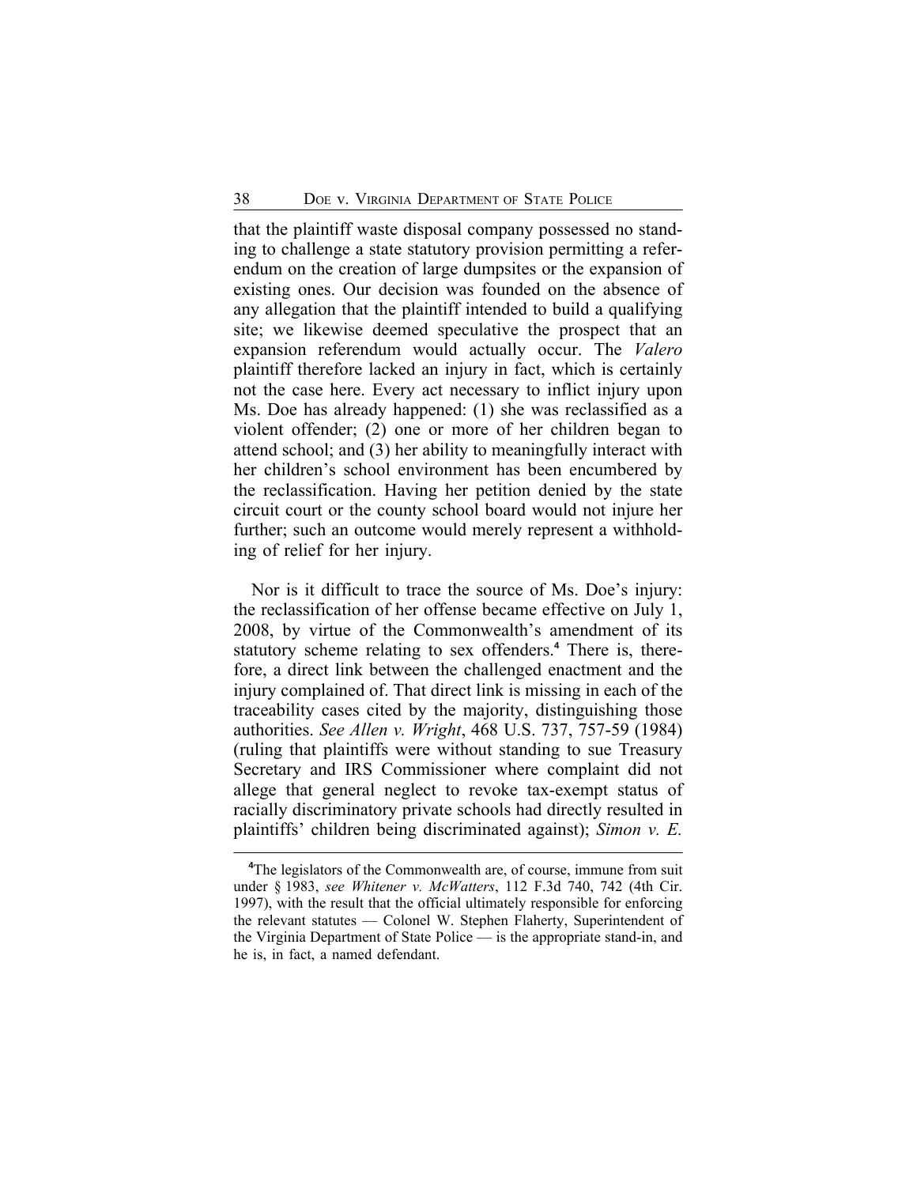that the plaintiff waste disposal company possessed no standing to challenge a state statutory provision permitting a referendum on the creation of large dumpsites or the expansion of existing ones. Our decision was founded on the absence of any allegation that the plaintiff intended to build a qualifying site; we likewise deemed speculative the prospect that an expansion referendum would actually occur. The *Valero* plaintiff therefore lacked an injury in fact, which is certainly not the case here. Every act necessary to inflict injury upon Ms. Doe has already happened: (1) she was reclassified as a violent offender; (2) one or more of her children began to attend school; and (3) her ability to meaningfully interact with her children's school environment has been encumbered by the reclassification. Having her petition denied by the state circuit court or the county school board would not injure her further; such an outcome would merely represent a withholding of relief for her injury.

Nor is it difficult to trace the source of Ms. Doe's injury: the reclassification of her offense became effective on July 1, 2008, by virtue of the Commonwealth's amendment of its statutory scheme relating to sex offenders.[4] There is, therefore, a direct link between the challenged enactment and the injury complained of. That direct link is missing in each of the traceability cases cited by the majority, distinguishing those authorities. *See Allen v. Wright*, 468 U.S. 737, 757-59 (1984) (ruling that plaintiffs were without standing to sue Treasury Secretary and IRS Commissioner where complaint did not allege that general neglect to revoke tax-exempt status of racially discriminatory private schools had directly resulted in plaintiffs' children being discriminated against); *Simon v. E.*

[4]The legislators of the Commonwealth are, of course, immune from suit under § 1983, *see Whitener v. McWatters*, 112 F.3d 740, 742 (4th Cir. 1997), with the result that the official ultimately responsible for enforcing the relevant statutes — Colonel W. Stephen Flaherty, Superintendent of the Virginia Department of State Police — is the appropriate stand-in, and he is, in fact, a named defendant.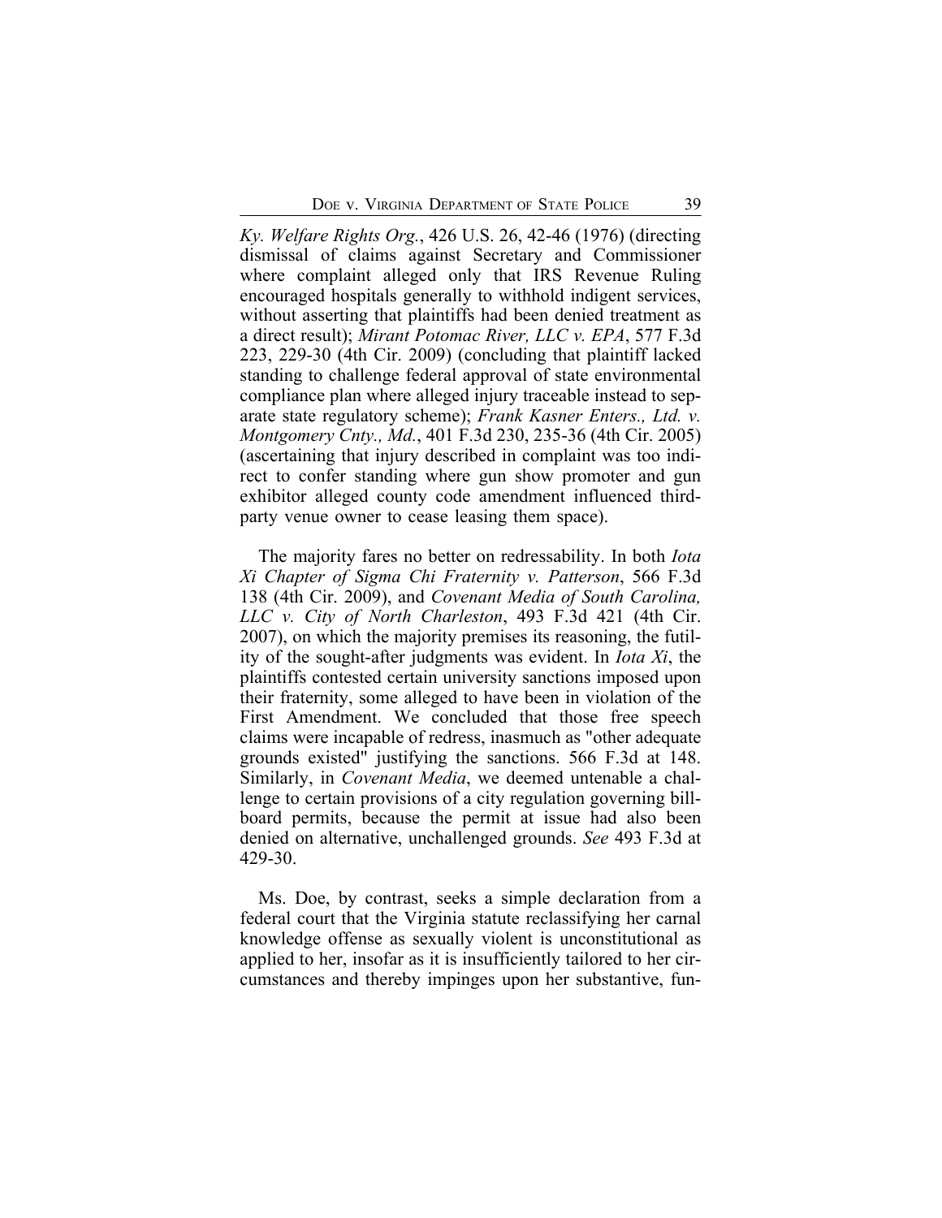*Ky. Welfare Rights Org.*, 426 U.S. 26, 42-46 (1976) (directing dismissal of claims against Secretary and Commissioner where complaint alleged only that IRS Revenue Ruling encouraged hospitals generally to withhold indigent services, without asserting that plaintiffs had been denied treatment as a direct result); *Mirant Potomac River, LLC v. EPA*, 577 F.3d 223, 229-30 (4th Cir. 2009) (concluding that plaintiff lacked standing to challenge federal approval of state environmental compliance plan where alleged injury traceable instead to separate state regulatory scheme); *Frank Kasner Enters., Ltd. v. Montgomery Cnty., Md.*, 401 F.3d 230, 235-36 (4th Cir. 2005) (ascertaining that injury described in complaint was too indirect to confer standing where gun show promoter and gun exhibitor alleged county code amendment influenced third-party venue owner to cease leasing them space).

The majority fares no better on redressability. In both *Iota Xi Chapter of Sigma Chi Fraternity v. Patterson*, 566 F.3d 138 (4th Cir. 2009), and *Covenant Media of South Carolina, LLC v. City of North Charleston*, 493 F.3d 421 (4th Cir. 2007), on which the majority premises its reasoning, the futility of the sought-after judgments was evident. In *Iota Xi*, the plaintiffs contested certain university sanctions imposed upon their fraternity, some alleged to have been in violation of the First Amendment. We concluded that those free speech claims were incapable of redress, inasmuch as "other adequate grounds existed" justifying the sanctions. 566 F.3d at 148. Similarly, in *Covenant Media*, we deemed untenable a challenge to certain provisions of a city regulation governing billboard permits, because the permit at issue had also been denied on alternative, unchallenged grounds. *See* 493 F.3d at 429-30.

Ms. Doe, by contrast, seeks a simple declaration from a federal court that the Virginia statute reclassifying her carnal knowledge offense as sexually violent is unconstitutional as applied to her, insofar as it is insufficiently tailored to her circumstances and thereby impinges upon her substantive, fun-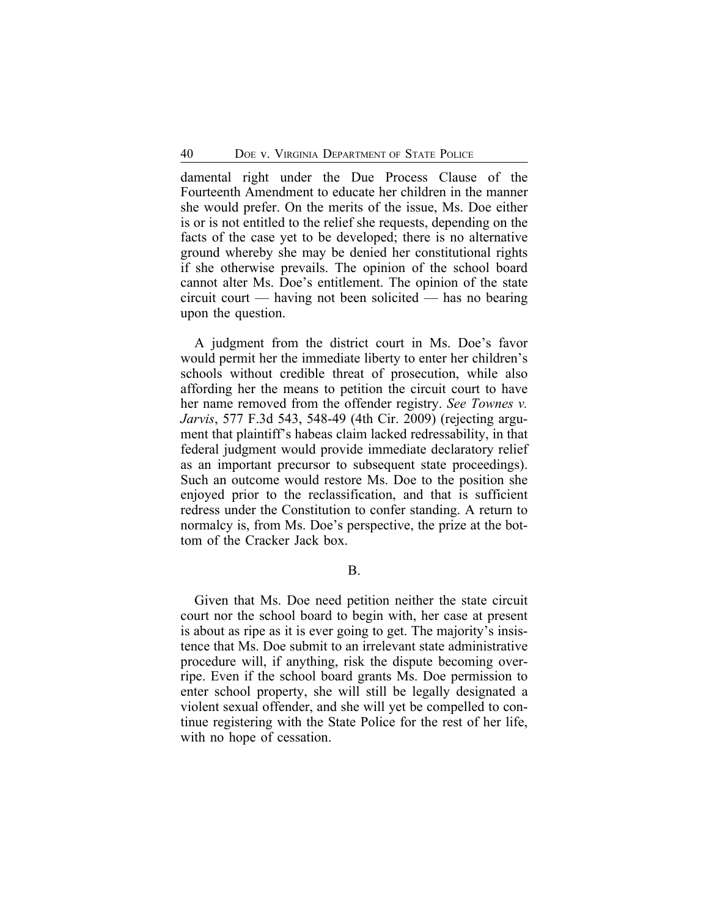damental right under the Due Process Clause of the Fourteenth Amendment to educate her children in the manner she would prefer. On the merits of the issue, Ms. Doe either is or is not entitled to the relief she requests, depending on the facts of the case yet to be developed; there is no alternative ground whereby she may be denied her constitutional rights if she otherwise prevails. The opinion of the school board cannot alter Ms. Doe's entitlement. The opinion of the state circuit court — having not been solicited — has no bearing upon the question.

A judgment from the district court in Ms. Doe's favor would permit her the immediate liberty to enter her children's schools without credible threat of prosecution, while also affording her the means to petition the circuit court to have her name removed from the offender registry. *See Townes v. Jarvis*, 577 F.3d 543, 548-49 (4th Cir. 2009) (rejecting argument that plaintiff's habeas claim lacked redressability, in that federal judgment would provide immediate declaratory relief as an important precursor to subsequent state proceedings). Such an outcome would restore Ms. Doe to the position she enjoyed prior to the reclassification, and that is sufficient redress under the Constitution to confer standing. A return to normalcy is, from Ms. Doe's perspective, the prize at the bottom of the Cracker Jack box.

## B.

Given that Ms. Doe need petition neither the state circuit court nor the school board to begin with, her case at present is about as ripe as it is ever going to get. The majority's insistence that Ms. Doe submit to an irrelevant state administrative procedure will, if anything, risk the dispute becoming over-ripe. Even if the school board grants Ms. Doe permission to enter school property, she will still be legally designated a violent sexual offender, and she will yet be compelled to continue registering with the State Police for the rest of her life, with no hope of cessation.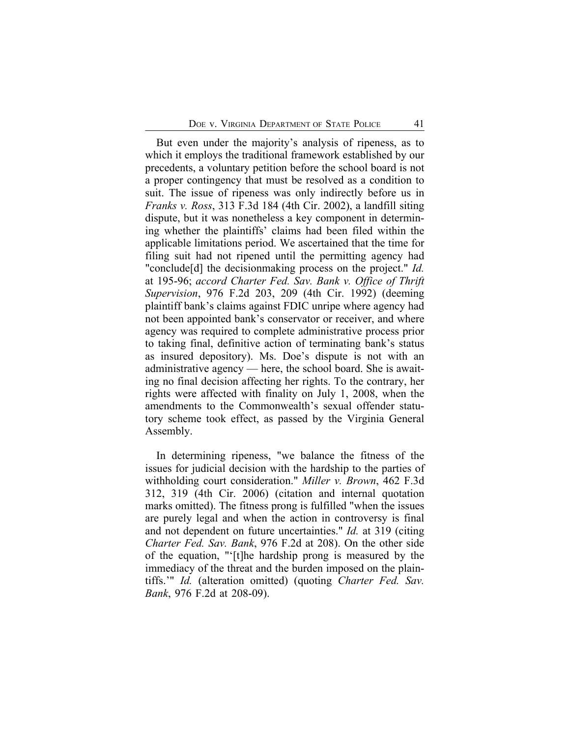But even under the majority's analysis of ripeness, as to which it employs the traditional framework established by our precedents, a voluntary petition before the school board is not a proper contingency that must be resolved as a condition to suit. The issue of ripeness was only indirectly before us in *Franks v. Ross*, 313 F.3d 184 (4th Cir. 2002), a landfill siting dispute, but it was nonetheless a key component in determining whether the plaintiffs' claims had been filed within the applicable limitations period. We ascertained that the time for filing suit had not ripened until the permitting agency had "conclude[d] the decisionmaking process on the project." *Id.* at 195-96; *accord Charter Fed. Sav. Bank v. Office of Thrift Supervision*, 976 F.2d 203, 209 (4th Cir. 1992) (deeming plaintiff bank's claims against FDIC unripe where agency had not been appointed bank's conservator or receiver, and where agency was required to complete administrative process prior to taking final, definitive action of terminating bank's status as insured depository). Ms. Doe's dispute is not with an administrative agency — here, the school board. She is awaiting no final decision affecting her rights. To the contrary, her rights were affected with finality on July 1, 2008, when the amendments to the Commonwealth's sexual offender statutory scheme took effect, as passed by the Virginia General Assembly.

In determining ripeness, "we balance the fitness of the issues for judicial decision with the hardship to the parties of withholding court consideration." *Miller v. Brown*, 462 F.3d 312, 319 (4th Cir. 2006) (citation and internal quotation marks omitted). The fitness prong is fulfilled "when the issues are purely legal and when the action in controversy is final and not dependent on future uncertainties." *Id.* at 319 (citing *Charter Fed. Sav. Bank*, 976 F.2d at 208). On the other side of the equation, "'[t]he hardship prong is measured by the immediacy of the threat and the burden imposed on the plaintiffs.'" *Id.* (alteration omitted) (quoting *Charter Fed. Sav. Bank*, 976 F.2d at 208-09).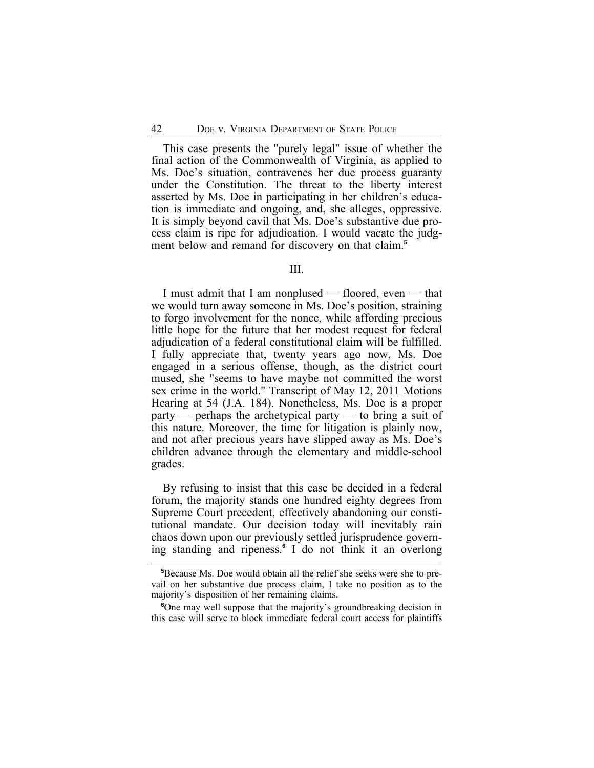This case presents the "purely legal" issue of whether the final action of the Commonwealth of Virginia, as applied to Ms. Doe's situation, contravenes her due process guaranty under the Constitution. The threat to the liberty interest asserted by Ms. Doe in participating in her children's education is immediate and ongoing, and, she alleges, oppressive. It is simply beyond cavil that Ms. Doe's substantive due process claim is ripe for adjudication. I would vacate the judgment below and remand for discovery on that claim.[5]

III.

I must admit that I am nonplused — floored, even — that we would turn away someone in Ms. Doe's position, straining to forgo involvement for the nonce, while affording precious little hope for the future that her modest request for federal adjudication of a federal constitutional claim will be fulfilled. I fully appreciate that, twenty years ago now, Ms. Doe engaged in a serious offense, though, as the district court mused, she "seems to have maybe not committed the worst sex crime in the world." Transcript of May 12, 2011 Motions Hearing at 54 (J.A. 184). Nonetheless, Ms. Doe is a proper party — perhaps the archetypical party — to bring a suit of this nature. Moreover, the time for litigation is plainly now, and not after precious years have slipped away as Ms. Doe's children advance through the elementary and middle-school grades.

By refusing to insist that this case be decided in a federal forum, the majority stands one hundred eighty degrees from Supreme Court precedent, effectively abandoning our constitutional mandate. Our decision today will inevitably rain chaos down upon our previously settled jurisprudence governing standing and ripeness.[6] I do not think it an overlong

[5]Because Ms. Doe would obtain all the relief she seeks were she to prevail on her substantive due process claim, I take no position as to the majority's disposition of her remaining claims.

[6]One may well suppose that the majority's groundbreaking decision in this case will serve to block immediate federal court access for plaintiffs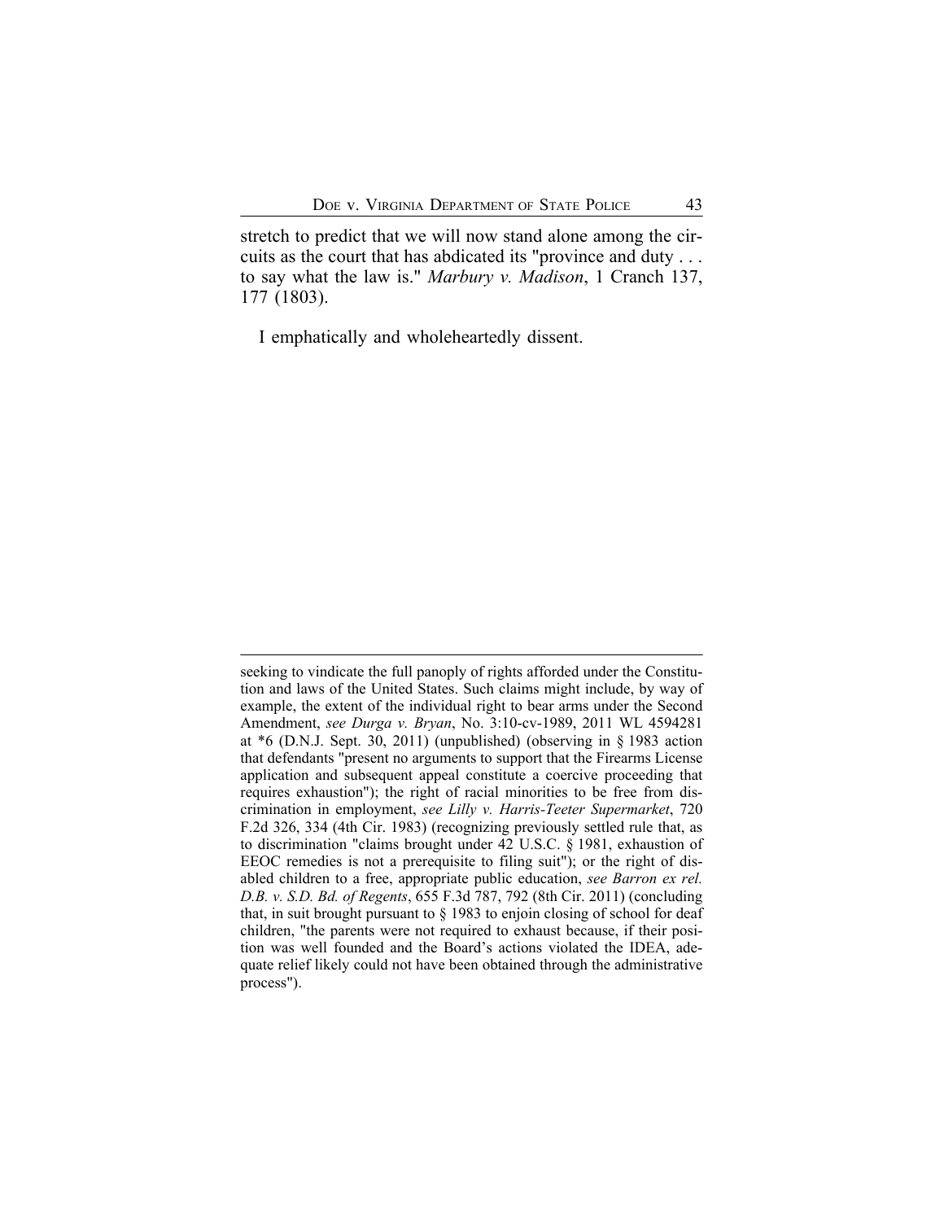stretch to predict that we will now stand alone among the circuits as the court that has abdicated its "province and duty . . . to say what the law is." *Marbury v. Madison*, 1 Cranch 137, 177 (1803).

I emphatically and wholeheartedly dissent.

---

seeking to vindicate the full panoply of rights afforded under the Constitution and laws of the United States. Such claims might include, by way of example, the extent of the individual right to bear arms under the Second Amendment, *see Durga v. Bryan*, No. 3:10-cv-1989, 2011 WL 4594281 at *6 (D.N.J. Sept. 30, 2011) (unpublished) (observing in § 1983 action that defendants "present no arguments to support that the Firearms License application and subsequent appeal constitute a coercive proceeding that requires exhaustion"); the right of racial minorities to be free from discrimination in employment, *see Lilly v. Harris-Teeter Supermarket*, 720 F.2d 326, 334 (4th Cir. 1983) (recognizing previously settled rule that, as to discrimination "claims brought under 42 U.S.C. § 1981, exhaustion of EEOC remedies is not a prerequisite to filing suit"); or the right of disabled children to a free, appropriate public education, *see Barron ex rel. D.B. v. S.D. Bd. of Regents*, 655 F.3d 787, 792 (8th Cir. 2011) (concluding that, in suit brought pursuant to § 1983 to enjoin closing of school for deaf children, "the parents were not required to exhaust because, if their position was well founded and the Board's actions violated the IDEA, adequate relief likely could not have been obtained through the administrative process").